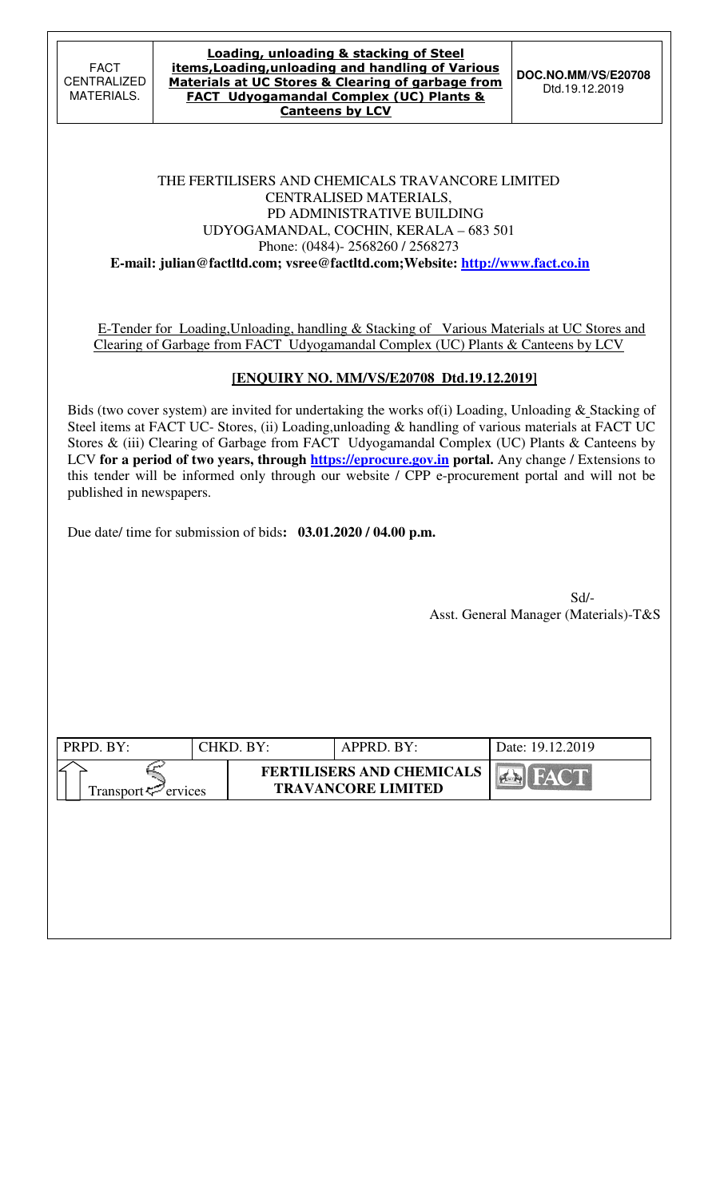| FACT CENTRALIZED MATERIALS. | **Loading, unloading & stacking of Steel items,Loading,unloading and handling of Various Materials at UC Stores & Clearing of garbage from FACT Udyogamandal Complex (UC) Plants & Canteens by LCV** | **DOC.NO.MM/VS/E20708** Dtd.19.12.2019 |
|---|---|---|

THE FERTILISERS AND CHEMICALS TRAVANCORE LIMITED
CENTRALISED MATERIALS,
PD ADMINISTRATIVE BUILDING
UDYOGAMANDAL, COCHIN, KERALA – 683 501
Phone: (0484)- 2568260 / 2568273
**E-mail: julian@factltd.com; vsree@factltd.com;Website: http://www.fact.co.in**

E-Tender for Loading,Unloading, handling & Stacking of Various Materials at UC Stores and Clearing of Garbage from FACT Udyogamandal Complex (UC) Plants & Canteens by LCV

**[ENQUIRY NO. MM/VS/E20708 Dtd.19.12.2019]**

Bids (two cover system) are invited for undertaking the works of(i) Loading, Unloading & Stacking of Steel items at FACT UC- Stores, (ii) Loading,unloading & handling of various materials at FACT UC Stores & (iii) Clearing of Garbage from FACT Udyogamandal Complex (UC) Plants & Canteens by LCV **for a period of two years, through https://eprocure.gov.in portal.** Any change / Extensions to this tender will be informed only through our website / CPP e-procurement portal and will not be published in newspapers.

Due date/ time for submission of bids**: 03.01.2020 / 04.00 p.m.**

Sd/-
Asst. General Manager (Materials)-T&S

| PRPD. BY: | CHKD. BY: | APPRD. BY: | Date: 19.12.2019 |
|---|---|---|---|
| Transport Services | | **FERTILISERS AND CHEMICALS TRAVANCORE LIMITED** | FACT |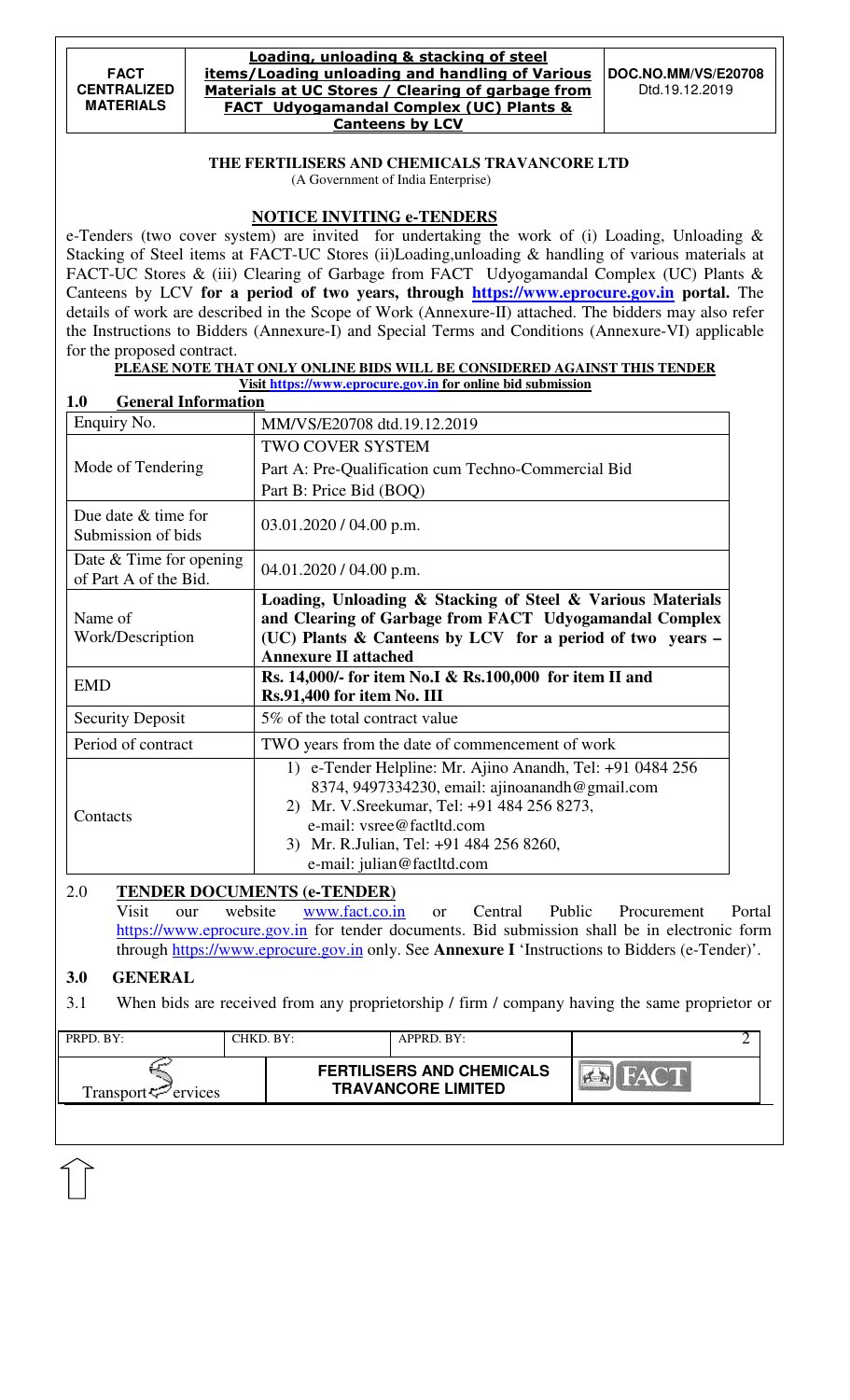**THE FERTILISERS AND CHEMICALS TRAVANCORE LTD**
(A Government of India Enterprise)

## NOTICE INVITING e-TENDERS

e-Tenders (two cover system) are invited for undertaking the work of (i) Loading, Unloading & Stacking of Steel items at FACT-UC Stores (ii)Loading,unloading & handling of various materials at FACT-UC Stores & (iii) Clearing of Garbage from FACT Udyogamandal Complex (UC) Plants & Canteens by LCV **for a period of two years, through https://www.eprocure.gov.in portal.** The details of work are described in the Scope of Work (Annexure-II) attached. The bidders may also refer the Instructions to Bidders (Annexure-I) and Special Terms and Conditions (Annexure-VI) applicable for the proposed contract.

**PLEASE NOTE THAT ONLY ONLINE BIDS WILL BE CONSIDERED AGAINST THIS TENDER**
**Visit https://www.eprocure.gov.in for online bid submission**

### 1.0 General Information

| | |
|---|---|
| Enquiry No. | MM/VS/E20708 dtd.19.12.2019 |
| Mode of Tendering | TWO COVER SYSTEM<br>Part A: Pre-Qualification cum Techno-Commercial Bid<br>Part B: Price Bid (BOQ) |
| Due date & time for Submission of bids | 03.01.2020 / 04.00 p.m. |
| Date & Time for opening of Part A of the Bid. | 04.01.2020 / 04.00 p.m. |
| Name of Work/Description | **Loading, Unloading & Stacking of Steel & Various Materials and Clearing of Garbage from FACT Udyogamandal Complex (UC) Plants & Canteens by LCV for a period of two years – Annexure II attached** |
| EMD | **Rs. 14,000/- for item No.I & Rs.100,000 for item II and Rs.91,400 for item No. III** |
| Security Deposit | 5% of the total contract value |
| Period of contract | TWO years from the date of commencement of work |
| Contacts | 1) e-Tender Helpline: Mr. Ajino Anandh, Tel: +91 0484 256 8374, 9497334230, email: ajinoanandh@gmail.com<br>2) Mr. V.Sreekumar, Tel: +91 484 256 8273, e-mail: vsree@factltd.com<br>3) Mr. R.Julian, Tel: +91 484 256 8260, e-mail: julian@factltd.com |

### 2.0 TENDER DOCUMENTS (e-TENDER)

Visit our website www.fact.co.in or Central Public Procurement Portal https://www.eprocure.gov.in for tender documents. Bid submission shall be in electronic form through https://www.eprocure.gov.in only. See **Annexure I** 'Instructions to Bidders (e-Tender)'.

### 3.0 GENERAL

3.1 When bids are received from any proprietorship / firm / company having the same proprietor or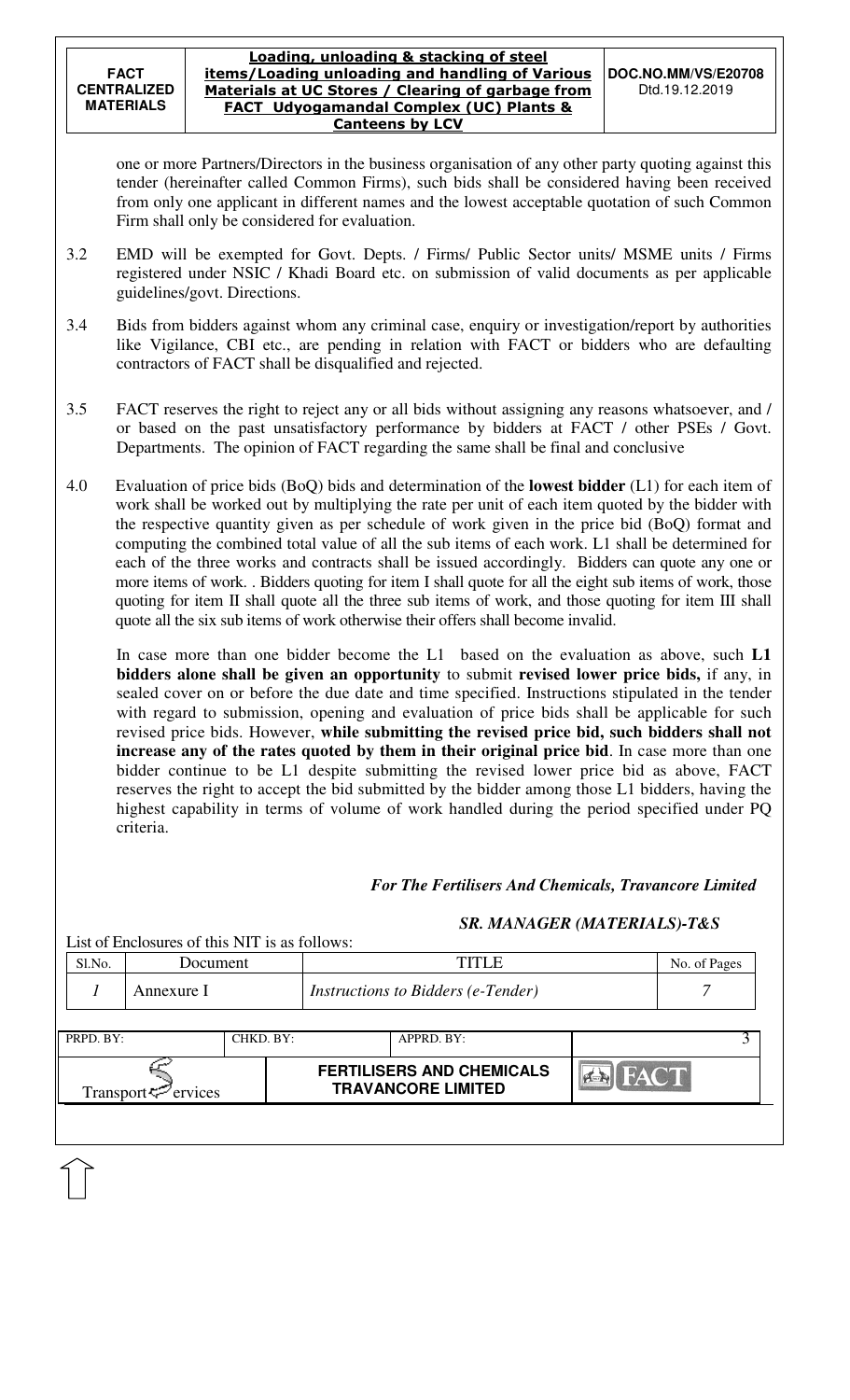one or more Partners/Directors in the business organisation of any other party quoting against this tender (hereinafter called Common Firms), such bids shall be considered having been received from only one applicant in different names and the lowest acceptable quotation of such Common Firm shall only be considered for evaluation.

3.2 EMD will be exempted for Govt. Depts. / Firms/ Public Sector units/ MSME units / Firms registered under NSIC / Khadi Board etc. on submission of valid documents as per applicable guidelines/govt. Directions.

3.4 Bids from bidders against whom any criminal case, enquiry or investigation/report by authorities like Vigilance, CBI etc., are pending in relation with FACT or bidders who are defaulting contractors of FACT shall be disqualified and rejected.

3.5 FACT reserves the right to reject any or all bids without assigning any reasons whatsoever, and / or based on the past unsatisfactory performance by bidders at FACT / other PSEs / Govt. Departments. The opinion of FACT regarding the same shall be final and conclusive

4.0 Evaluation of price bids (BoQ) bids and determination of the **lowest bidder** (L1) for each item of work shall be worked out by multiplying the rate per unit of each item quoted by the bidder with the respective quantity given as per schedule of work given in the price bid (BoQ) format and computing the combined total value of all the sub items of each work. L1 shall be determined for each of the three works and contracts shall be issued accordingly. Bidders can quote any one or more items of work. . Bidders quoting for item I shall quote for all the eight sub items of work, those quoting for item II shall quote all the three sub items of work, and those quoting for item III shall quote all the six sub items of work otherwise their offers shall become invalid.

In case more than one bidder become the L1 based on the evaluation as above, such **L1 bidders alone shall be given an opportunity** to submit **revised lower price bids,** if any, in sealed cover on or before the due date and time specified. Instructions stipulated in the tender with regard to submission, opening and evaluation of price bids shall be applicable for such revised price bids. However, **while submitting the revised price bid, such bidders shall not increase any of the rates quoted by them in their original price bid**. In case more than one bidder continue to be L1 despite submitting the revised lower price bid as above, FACT reserves the right to accept the bid submitted by the bidder among those L1 bidders, having the highest capability in terms of volume of work handled during the period specified under PQ criteria.

***For The Fertilisers And Chemicals, Travancore Limited***

***SR. MANAGER (MATERIALS)-T&S***

List of Enclosures of this NIT is as follows:

| Sl.No. | Document | TITLE | No. of Pages |
|---|---|---|---|
| *1* | Annexure I | *Instructions to Bidders (e-Tender)* | *7* |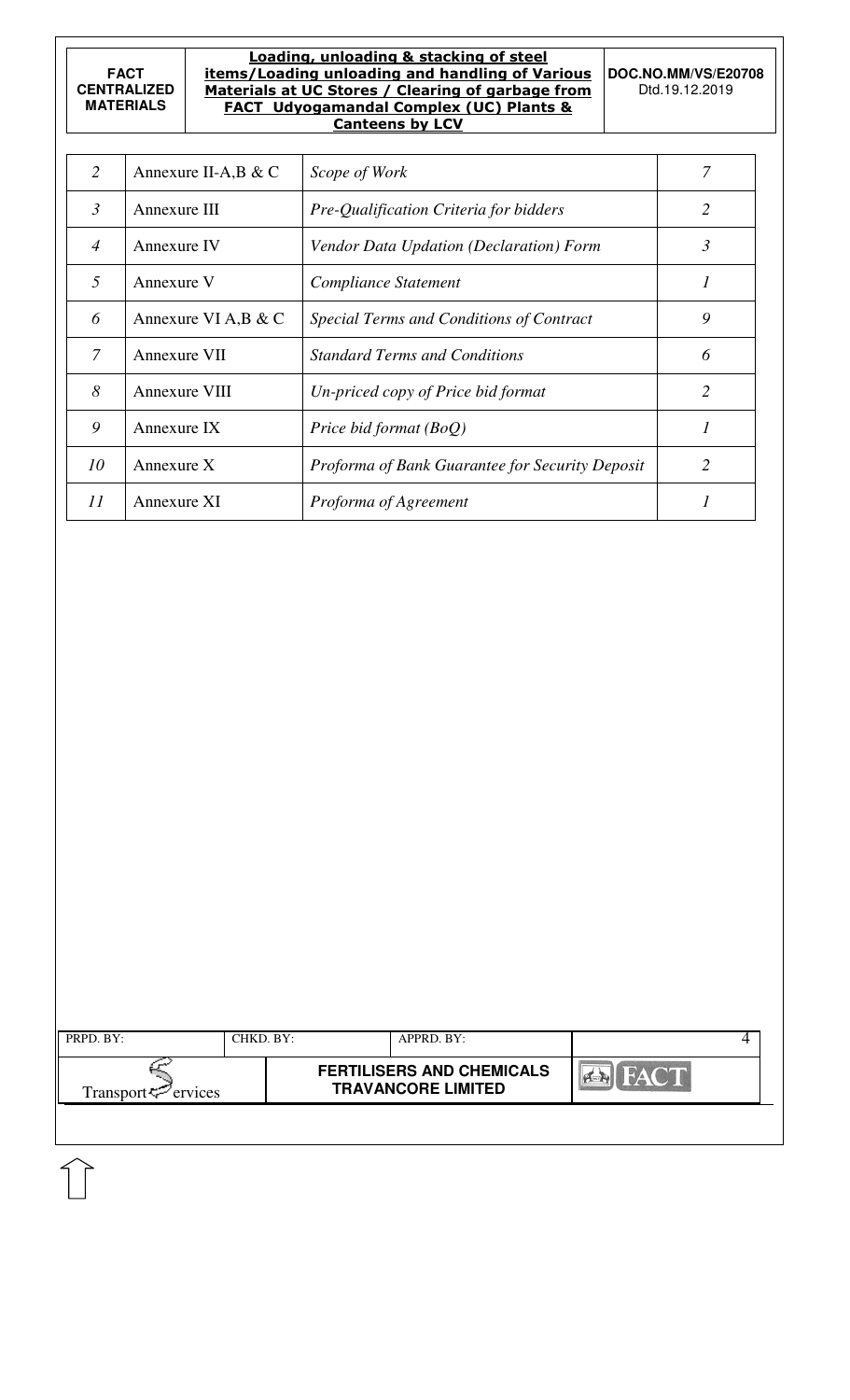| 2 | Annexure II-A,B & C | *Scope of Work* | *7* |
|---|---|---|---|
| *3* | Annexure III | *Pre-Qualification Criteria for bidders* | *2* |
| *4* | Annexure IV | *Vendor Data Updation (Declaration) Form* | *3* |
| *5* | Annexure V | *Compliance Statement* | *1* |
| *6* | Annexure VI A,B & C | *Special Terms and Conditions of Contract* | *9* |
| *7* | Annexure VII | *Standard Terms and Conditions* | *6* |
| *8* | Annexure VIII | *Un-priced copy of Price bid format* | *2* |
| *9* | Annexure IX | *Price bid format (BoQ)* | *1* |
| *10* | Annexure X | *Proforma of Bank Guarantee for Security Deposit* | *2* |
| *11* | Annexure XI | *Proforma of Agreement* | *1* |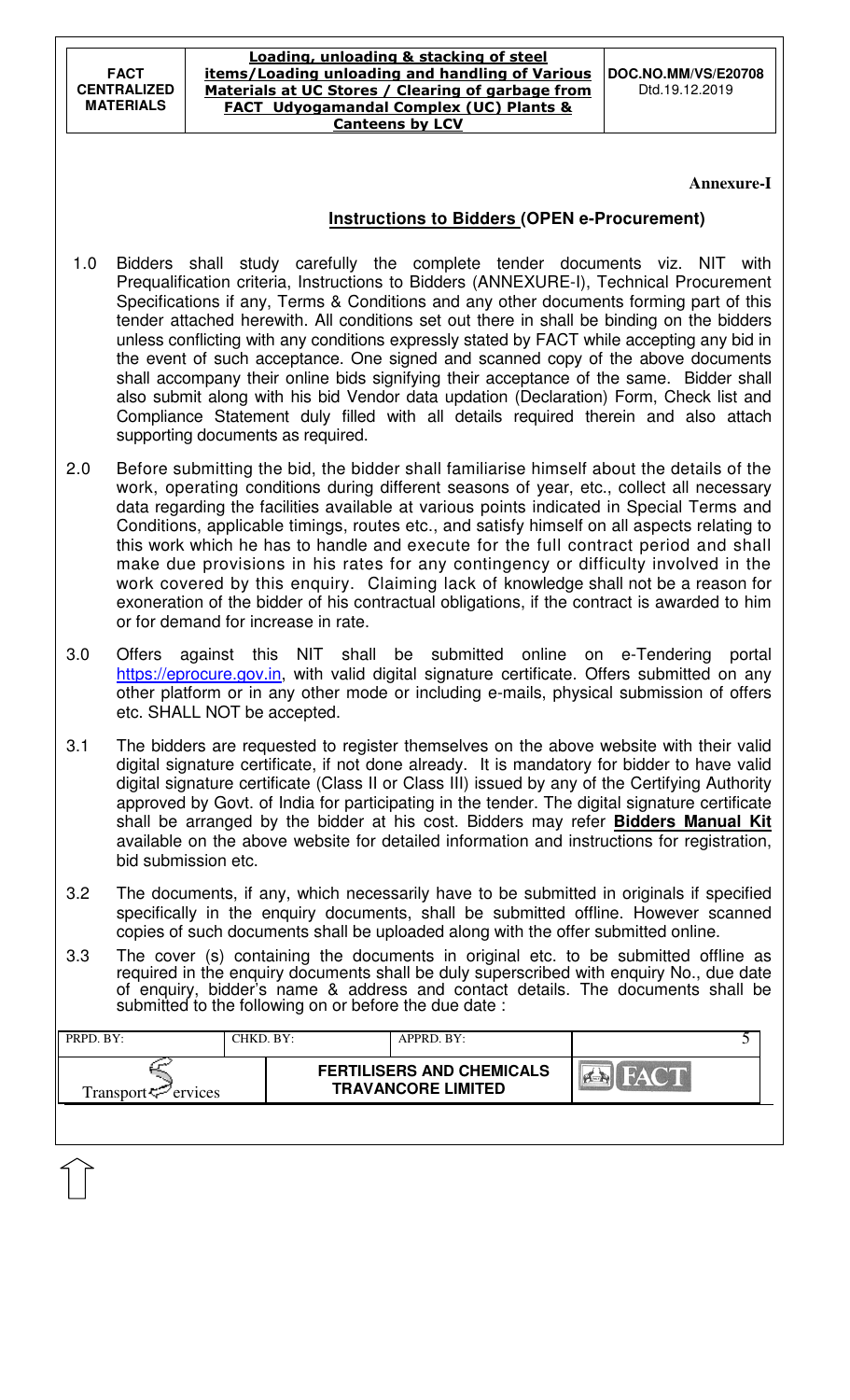**Annexure-I**

## Instructions to Bidders (OPEN e-Procurement)

1.0 Bidders shall study carefully the complete tender documents viz. NIT with Prequalification criteria, Instructions to Bidders (ANNEXURE-I), Technical Procurement Specifications if any, Terms & Conditions and any other documents forming part of this tender attached herewith. All conditions set out there in shall be binding on the bidders unless conflicting with any conditions expressly stated by FACT while accepting any bid in the event of such acceptance. One signed and scanned copy of the above documents shall accompany their online bids signifying their acceptance of the same. Bidder shall also submit along with his bid Vendor data updation (Declaration) Form, Check list and Compliance Statement duly filled with all details required therein and also attach supporting documents as required.

2.0 Before submitting the bid, the bidder shall familiarise himself about the details of the work, operating conditions during different seasons of year, etc., collect all necessary data regarding the facilities available at various points indicated in Special Terms and Conditions, applicable timings, routes etc., and satisfy himself on all aspects relating to this work which he has to handle and execute for the full contract period and shall make due provisions in his rates for any contingency or difficulty involved in the work covered by this enquiry. Claiming lack of knowledge shall not be a reason for exoneration of the bidder of his contractual obligations, if the contract is awarded to him or for demand for increase in rate.

3.0 Offers against this NIT shall be submitted online on e-Tendering portal https://eprocure.gov.in, with valid digital signature certificate. Offers submitted on any other platform or in any other mode or including e-mails, physical submission of offers etc. SHALL NOT be accepted.

3.1 The bidders are requested to register themselves on the above website with their valid digital signature certificate, if not done already. It is mandatory for bidder to have valid digital signature certificate (Class II or Class III) issued by any of the Certifying Authority approved by Govt. of India for participating in the tender. The digital signature certificate shall be arranged by the bidder at his cost. Bidders may refer **Bidders Manual Kit** available on the above website for detailed information and instructions for registration, bid submission etc.

3.2 The documents, if any, which necessarily have to be submitted in originals if specified specifically in the enquiry documents, shall be submitted offline. However scanned copies of such documents shall be uploaded along with the offer submitted online.

3.3 The cover (s) containing the documents in original etc. to be submitted offline as required in the enquiry documents shall be duly superscribed with enquiry No., due date of enquiry, bidder's name & address and contact details. The documents shall be submitted to the following on or before the due date :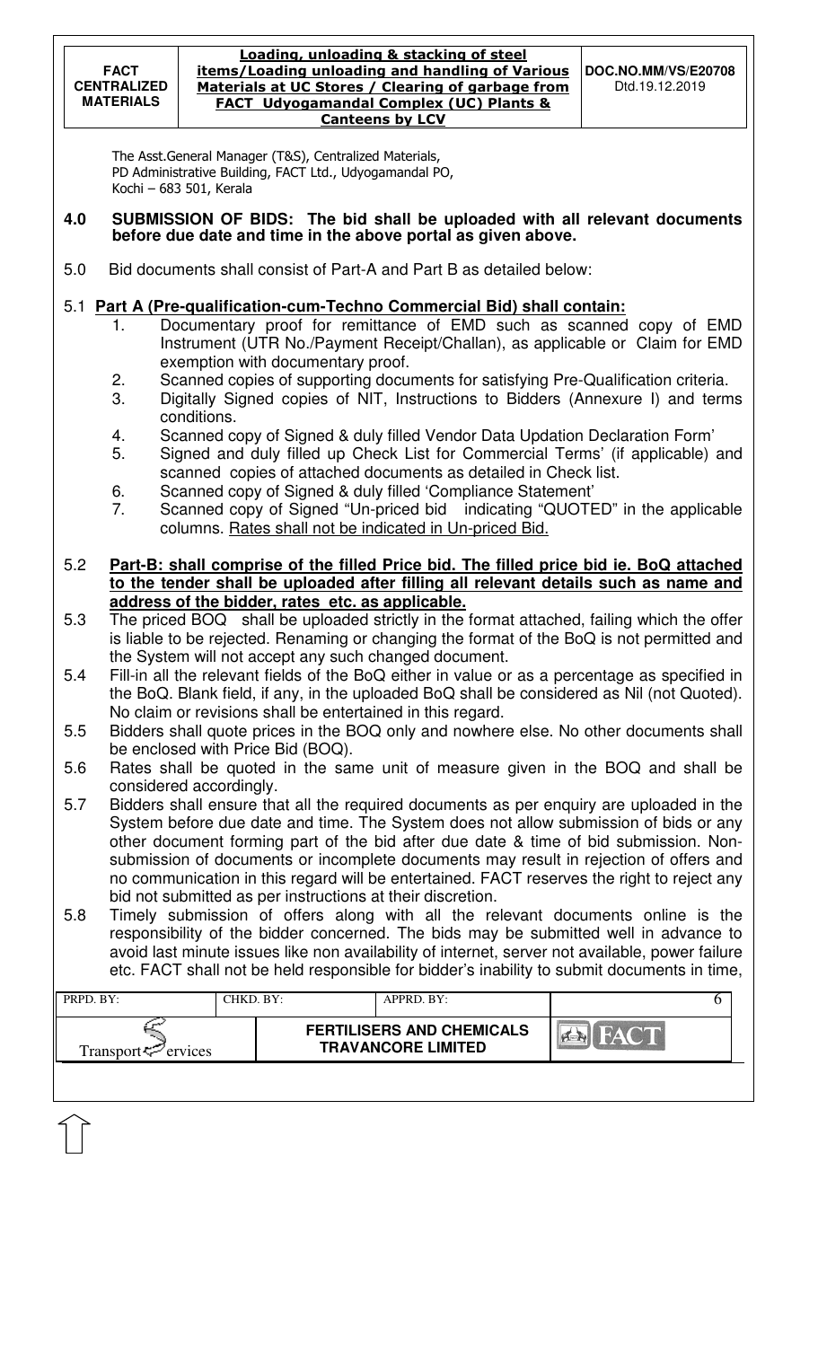The Asst.General Manager (T&S), Centralized Materials,
PD Administrative Building, FACT Ltd., Udyogamandal PO,
Kochi – 683 501, Kerala

**4.0 SUBMISSION OF BIDS: The bid shall be uploaded with all relevant documents before due date and time in the above portal as given above.**

5.0 Bid documents shall consist of Part-A and Part B as detailed below:

5.1 **Part A (Pre-qualification-cum-Techno Commercial Bid) shall contain:**

1. Documentary proof for remittance of EMD such as scanned copy of EMD Instrument (UTR No./Payment Receipt/Challan), as applicable or Claim for EMD exemption with documentary proof.
2. Scanned copies of supporting documents for satisfying Pre-Qualification criteria.
3. Digitally Signed copies of NIT, Instructions to Bidders (Annexure I) and terms conditions.
4. Scanned copy of Signed & duly filled Vendor Data Updation Declaration Form'
5. Signed and duly filled up Check List for Commercial Terms' (if applicable) and scanned copies of attached documents as detailed in Check list.
6. Scanned copy of Signed & duly filled 'Compliance Statement'
7. Scanned copy of Signed "Un-priced bid indicating "QUOTED" in the applicable columns. Rates shall not be indicated in Un-priced Bid.

5.2 **Part-B: shall comprise of the filled Price bid. The filled price bid ie. BoQ attached to the tender shall be uploaded after filling all relevant details such as name and address of the bidder, rates etc. as applicable.**

5.3 The priced BOQ shall be uploaded strictly in the format attached, failing which the offer is liable to be rejected. Renaming or changing the format of the BoQ is not permitted and the System will not accept any such changed document.

5.4 Fill-in all the relevant fields of the BoQ either in value or as a percentage as specified in the BoQ. Blank field, if any, in the uploaded BoQ shall be considered as Nil (not Quoted). No claim or revisions shall be entertained in this regard.

5.5 Bidders shall quote prices in the BOQ only and nowhere else. No other documents shall be enclosed with Price Bid (BOQ).

5.6 Rates shall be quoted in the same unit of measure given in the BOQ and shall be considered accordingly.

5.7 Bidders shall ensure that all the required documents as per enquiry are uploaded in the System before due date and time. The System does not allow submission of bids or any other document forming part of the bid after due date & time of bid submission. Non-submission of documents or incomplete documents may result in rejection of offers and no communication in this regard will be entertained. FACT reserves the right to reject any bid not submitted as per instructions at their discretion.

5.8 Timely submission of offers along with all the relevant documents online is the responsibility of the bidder concerned. The bids may be submitted well in advance to avoid last minute issues like non availability of internet, server not available, power failure etc. FACT shall not be held responsible for bidder's inability to submit documents in time,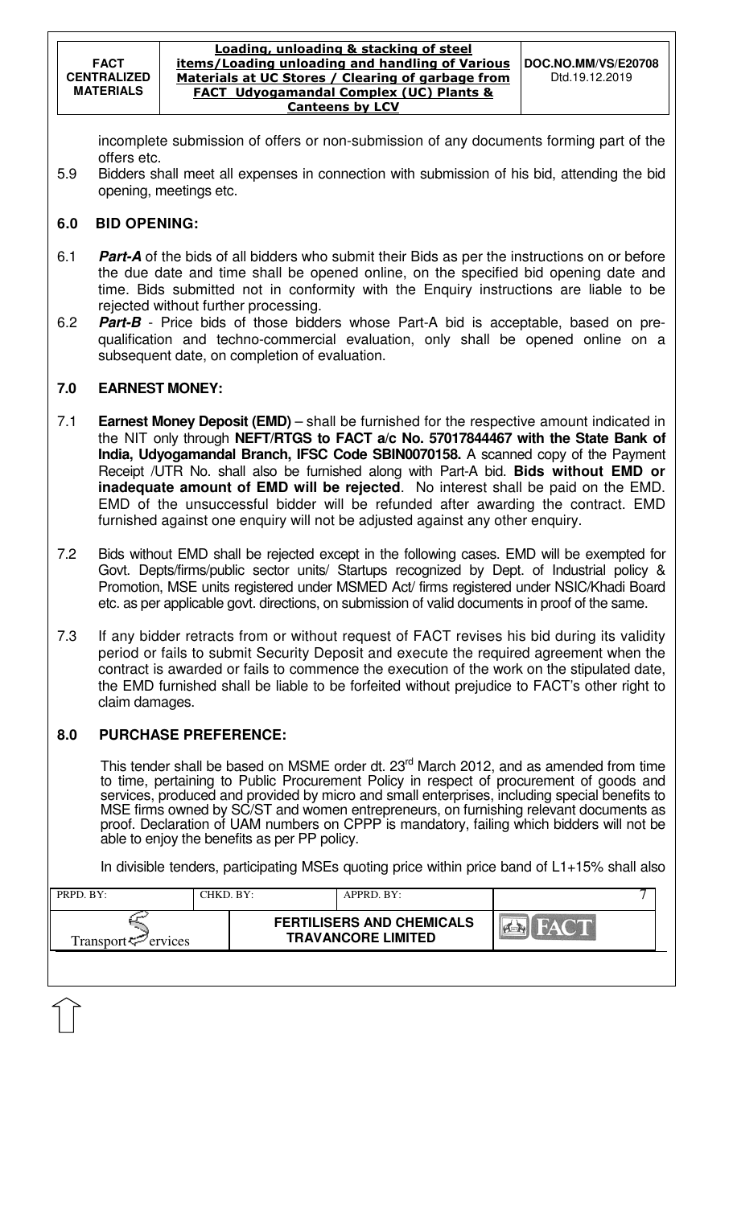incomplete submission of offers or non-submission of any documents forming part of the offers etc.

5.9 Bidders shall meet all expenses in connection with submission of his bid, attending the bid opening, meetings etc.

## 6.0 BID OPENING:

6.1 ***Part-A*** of the bids of all bidders who submit their Bids as per the instructions on or before the due date and time shall be opened online, on the specified bid opening date and time. Bids submitted not in conformity with the Enquiry instructions are liable to be rejected without further processing.

6.2 ***Part-B*** - Price bids of those bidders whose Part-A bid is acceptable, based on pre-qualification and techno-commercial evaluation, only shall be opened online on a subsequent date, on completion of evaluation.

## 7.0 EARNEST MONEY:

7.1 **Earnest Money Deposit (EMD)** – shall be furnished for the respective amount indicated in the NIT only through **NEFT/RTGS to FACT a/c No. 57017844467 with the State Bank of India, Udyogamandal Branch, IFSC Code SBIN0070158.** A scanned copy of the Payment Receipt /UTR No. shall also be furnished along with Part-A bid. **Bids without EMD or inadequate amount of EMD will be rejected**. No interest shall be paid on the EMD. EMD of the unsuccessful bidder will be refunded after awarding the contract. EMD furnished against one enquiry will not be adjusted against any other enquiry.

7.2 Bids without EMD shall be rejected except in the following cases. EMD will be exempted for Govt. Depts/firms/public sector units/ Startups recognized by Dept. of Industrial policy & Promotion, MSE units registered under MSMED Act/ firms registered under NSIC/Khadi Board etc. as per applicable govt. directions, on submission of valid documents in proof of the same.

7.3 If any bidder retracts from or without request of FACT revises his bid during its validity period or fails to submit Security Deposit and execute the required agreement when the contract is awarded or fails to commence the execution of the work on the stipulated date, the EMD furnished shall be liable to be forfeited without prejudice to FACT's other right to claim damages.

## 8.0 PURCHASE PREFERENCE:

This tender shall be based on MSME order dt. 23rd March 2012, and as amended from time to time, pertaining to Public Procurement Policy in respect of procurement of goods and services, produced and provided by micro and small enterprises, including special benefits to MSE firms owned by SC/ST and women entrepreneurs, on furnishing relevant documents as proof. Declaration of UAM numbers on CPPP is mandatory, failing which bidders will not be able to enjoy the benefits as per PP policy.

In divisible tenders, participating MSEs quoting price within price band of L1+15% shall also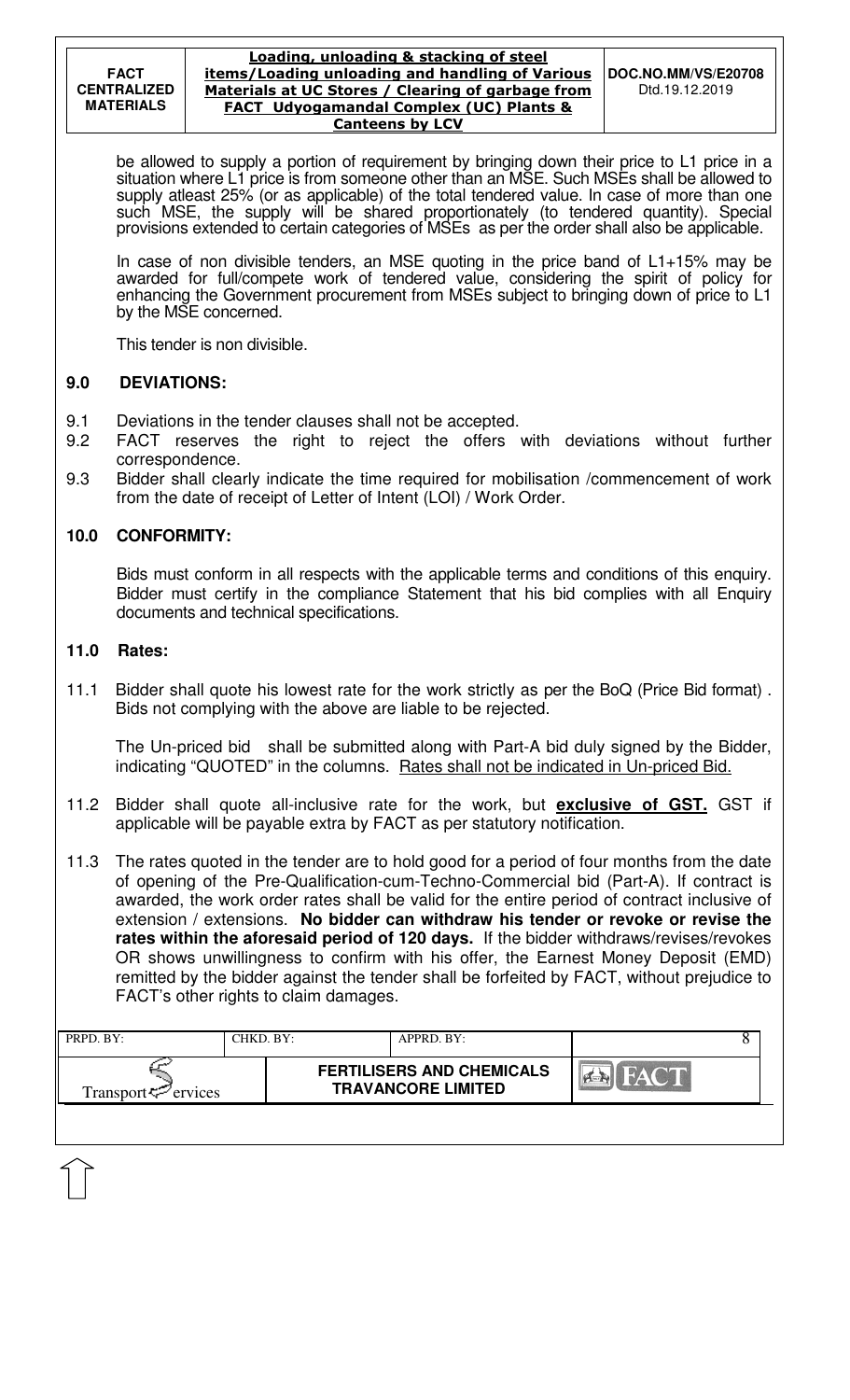be allowed to supply a portion of requirement by bringing down their price to L1 price in a situation where L1 price is from someone other than an MSE. Such MSEs shall be allowed to supply atleast 25% (or as applicable) of the total tendered value. In case of more than one such MSE, the supply will be shared proportionately (to tendered quantity). Special provisions extended to certain categories of MSEs as per the order shall also be applicable.

In case of non divisible tenders, an MSE quoting in the price band of L1+15% may be awarded for full/compete work of tendered value, considering the spirit of policy for enhancing the Government procurement from MSEs subject to bringing down of price to L1 by the MSE concerned.

This tender is non divisible.

## 9.0 DEVIATIONS:

9.1 Deviations in the tender clauses shall not be accepted.

9.2 FACT reserves the right to reject the offers with deviations without further correspondence.

9.3 Bidder shall clearly indicate the time required for mobilisation /commencement of work from the date of receipt of Letter of Intent (LOI) / Work Order.

## 10.0 CONFORMITY:

Bids must conform in all respects with the applicable terms and conditions of this enquiry. Bidder must certify in the compliance Statement that his bid complies with all Enquiry documents and technical specifications.

## 11.0 Rates:

11.1 Bidder shall quote his lowest rate for the work strictly as per the BoQ (Price Bid format) . Bids not complying with the above are liable to be rejected.

The Un-priced bid shall be submitted along with Part-A bid duly signed by the Bidder, indicating "QUOTED" in the columns. Rates shall not be indicated in Un-priced Bid.

11.2 Bidder shall quote all-inclusive rate for the work, but **exclusive of GST.** GST if applicable will be payable extra by FACT as per statutory notification.

11.3 The rates quoted in the tender are to hold good for a period of four months from the date of opening of the Pre-Qualification-cum-Techno-Commercial bid (Part-A). If contract is awarded, the work order rates shall be valid for the entire period of contract inclusive of extension / extensions. **No bidder can withdraw his tender or revoke or revise the rates within the aforesaid period of 120 days.** If the bidder withdraws/revises/revokes OR shows unwillingness to confirm with his offer, the Earnest Money Deposit (EMD) remitted by the bidder against the tender shall be forfeited by FACT, without prejudice to FACT's other rights to claim damages.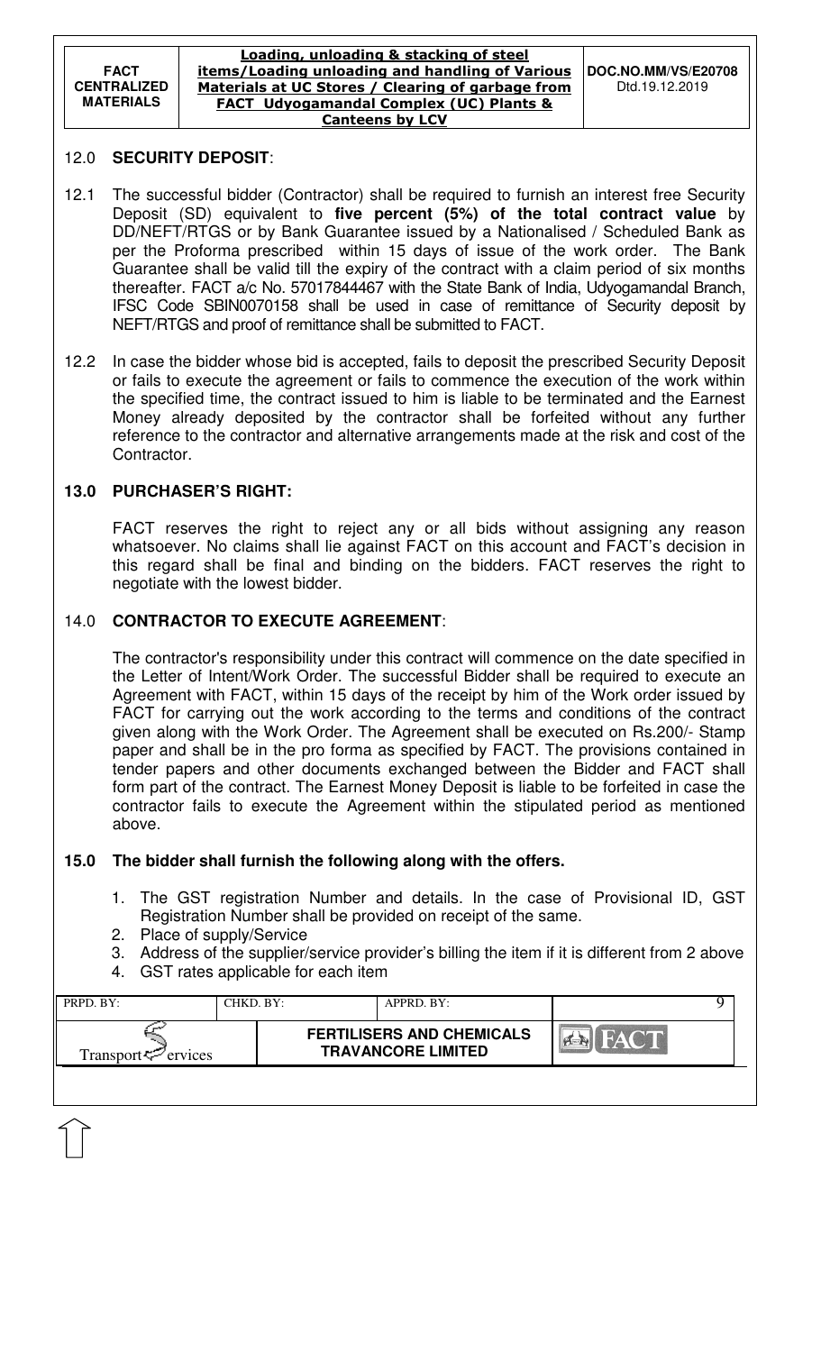## 12.0 SECURITY DEPOSIT:

12.1 The successful bidder (Contractor) shall be required to furnish an interest free Security Deposit (SD) equivalent to **five percent (5%) of the total contract value** by DD/NEFT/RTGS or by Bank Guarantee issued by a Nationalised / Scheduled Bank as per the Proforma prescribed within 15 days of issue of the work order. The Bank Guarantee shall be valid till the expiry of the contract with a claim period of six months thereafter. FACT a/c No. 57017844467 with the State Bank of India, Udyogamandal Branch, IFSC Code SBIN0070158 shall be used in case of remittance of Security deposit by NEFT/RTGS and proof of remittance shall be submitted to FACT.

12.2 In case the bidder whose bid is accepted, fails to deposit the prescribed Security Deposit or fails to execute the agreement or fails to commence the execution of the work within the specified time, the contract issued to him is liable to be terminated and the Earnest Money already deposited by the contractor shall be forfeited without any further reference to the contractor and alternative arrangements made at the risk and cost of the Contractor.

## 13.0 PURCHASER'S RIGHT:

FACT reserves the right to reject any or all bids without assigning any reason whatsoever. No claims shall lie against FACT on this account and FACT's decision in this regard shall be final and binding on the bidders. FACT reserves the right to negotiate with the lowest bidder.

## 14.0 CONTRACTOR TO EXECUTE AGREEMENT:

The contractor's responsibility under this contract will commence on the date specified in the Letter of Intent/Work Order. The successful Bidder shall be required to execute an Agreement with FACT, within 15 days of the receipt by him of the Work order issued by FACT for carrying out the work according to the terms and conditions of the contract given along with the Work Order. The Agreement shall be executed on Rs.200/- Stamp paper and shall be in the pro forma as specified by FACT. The provisions contained in tender papers and other documents exchanged between the Bidder and FACT shall form part of the contract. The Earnest Money Deposit is liable to be forfeited in case the contractor fails to execute the Agreement within the stipulated period as mentioned above.

## 15.0 The bidder shall furnish the following along with the offers.

1. The GST registration Number and details. In the case of Provisional ID, GST Registration Number shall be provided on receipt of the same.
2. Place of supply/Service
3. Address of the supplier/service provider's billing the item if it is different from 2 above
4. GST rates applicable for each item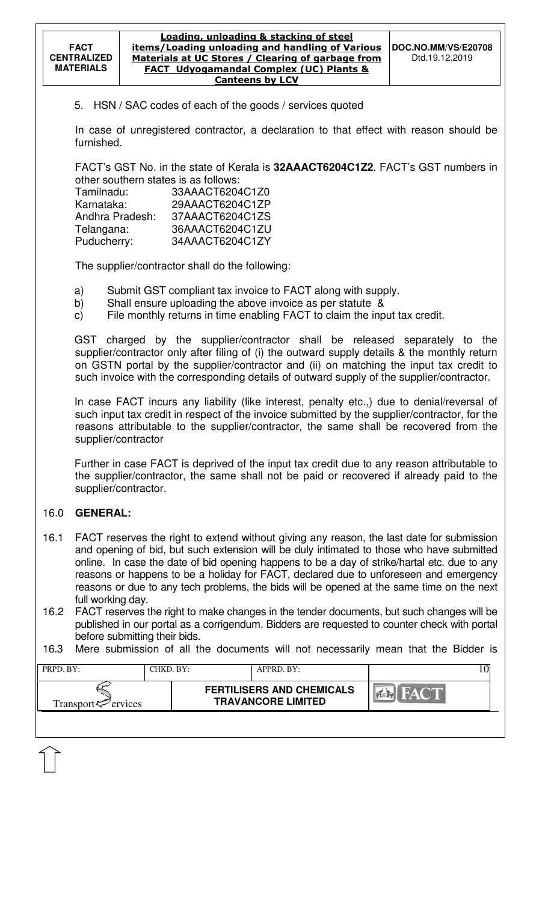5. HSN / SAC codes of each of the goods / services quoted

In case of unregistered contractor, a declaration to that effect with reason should be furnished.

FACT's GST No. in the state of Kerala is **32AAACT6204C1Z2**. FACT's GST numbers in other southern states is as follows:

| | |
|---|---|
| Tamilnadu: | 33AAACT6204C1Z0 |
| Karnataka: | 29AAACT6204C1ZP |
| Andhra Pradesh: | 37AAACT6204C1ZS |
| Telangana: | 36AAACT6204C1ZU |
| Puducherry: | 34AAACT6204C1ZY |

The supplier/contractor shall do the following:

a) Submit GST compliant tax invoice to FACT along with supply.
b) Shall ensure uploading the above invoice as per statute &
c) File monthly returns in time enabling FACT to claim the input tax credit.

GST charged by the supplier/contractor shall be released separately to the supplier/contractor only after filing of (i) the outward supply details & the monthly return on GSTN portal by the supplier/contractor and (ii) on matching the input tax credit to such invoice with the corresponding details of outward supply of the supplier/contractor.

In case FACT incurs any liability (like interest, penalty etc.,) due to denial/reversal of such input tax credit in respect of the invoice submitted by the supplier/contractor, for the reasons attributable to the supplier/contractor, the same shall be recovered from the supplier/contractor

Further in case FACT is deprived of the input tax credit due to any reason attributable to the supplier/contractor, the same shall not be paid or recovered if already paid to the supplier/contractor.

## 16.0 GENERAL:

16.1 FACT reserves the right to extend without giving any reason, the last date for submission and opening of bid, but such extension will be duly intimated to those who have submitted online. In case the date of bid opening happens to be a day of strike/hartal etc. due to any reasons or happens to be a holiday for FACT, declared due to unforeseen and emergency reasons or due to any tech problems, the bids will be opened at the same time on the next full working day.

16.2 FACT reserves the right to make changes in the tender documents, but such changes will be published in our portal as a corrigendum. Bidders are requested to counter check with portal before submitting their bids.

16.3 Mere submission of all the documents will not necessarily mean that the Bidder is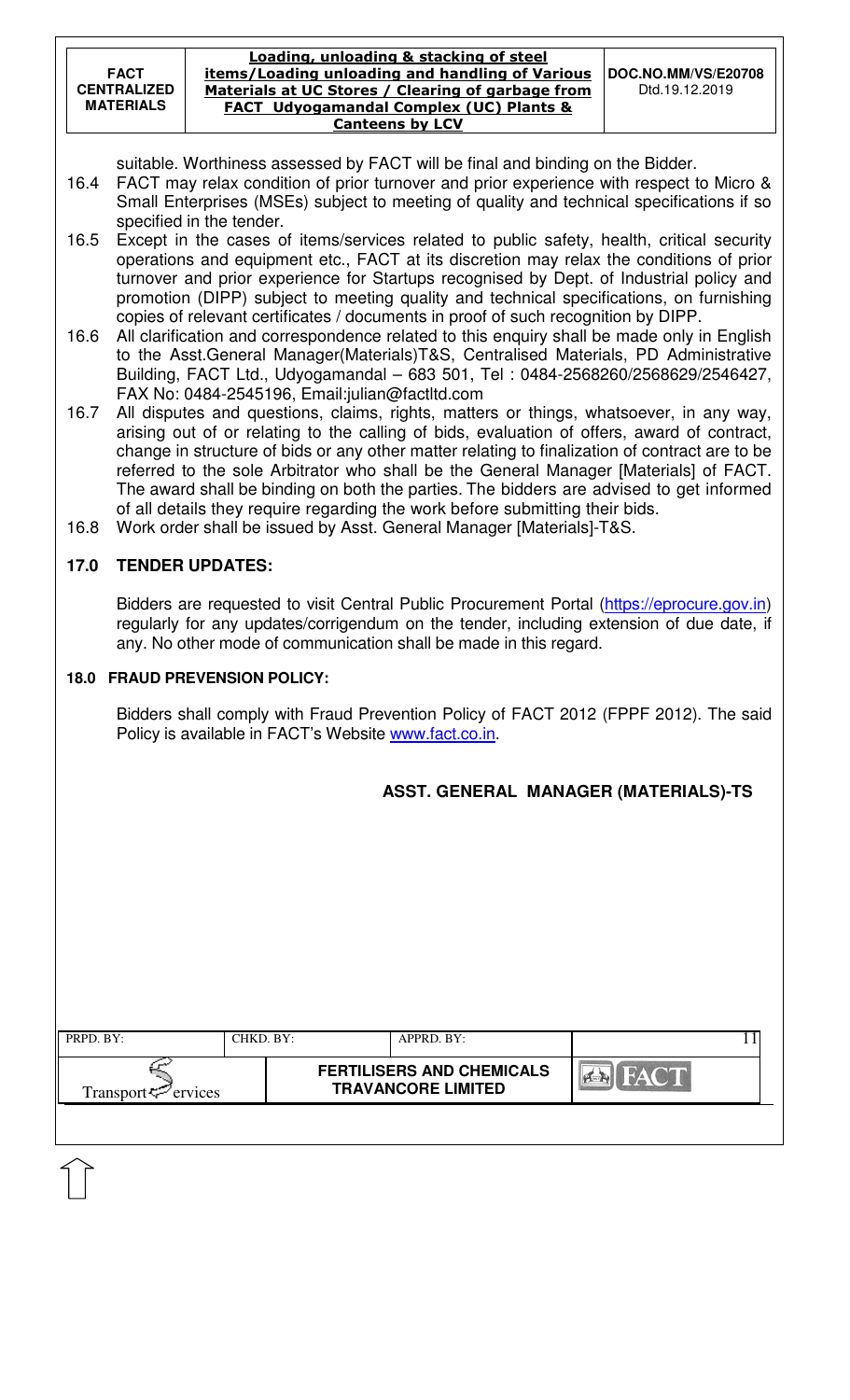suitable. Worthiness assessed by FACT will be final and binding on the Bidder.

16.4 FACT may relax condition of prior turnover and prior experience with respect to Micro & Small Enterprises (MSEs) subject to meeting of quality and technical specifications if so specified in the tender.

16.5 Except in the cases of items/services related to public safety, health, critical security operations and equipment etc., FACT at its discretion may relax the conditions of prior turnover and prior experience for Startups recognised by Dept. of Industrial policy and promotion (DIPP) subject to meeting quality and technical specifications, on furnishing copies of relevant certificates / documents in proof of such recognition by DIPP.

16.6 All clarification and correspondence related to this enquiry shall be made only in English to the Asst.General Manager(Materials)T&S, Centralised Materials, PD Administrative Building, FACT Ltd., Udyogamandal – 683 501, Tel : 0484-2568260/2568629/2546427, FAX No: 0484-2545196, Email:julian@factltd.com

16.7 All disputes and questions, claims, rights, matters or things, whatsoever, in any way, arising out of or relating to the calling of bids, evaluation of offers, award of contract, change in structure of bids or any other matter relating to finalization of contract are to be referred to the sole Arbitrator who shall be the General Manager [Materials] of FACT. The award shall be binding on both the parties. The bidders are advised to get informed of all details they require regarding the work before submitting their bids.

16.8 Work order shall be issued by Asst. General Manager [Materials]-T&S.

## 17.0 TENDER UPDATES:

Bidders are requested to visit Central Public Procurement Portal (https://eprocure.gov.in) regularly for any updates/corrigendum on the tender, including extension of due date, if any. No other mode of communication shall be made in this regard.

## 18.0 FRAUD PREVENSION POLICY:

Bidders shall comply with Fraud Prevention Policy of FACT 2012 (FPPF 2012). The said Policy is available in FACT's Website www.fact.co.in.

**ASST. GENERAL MANAGER (MATERIALS)-TS**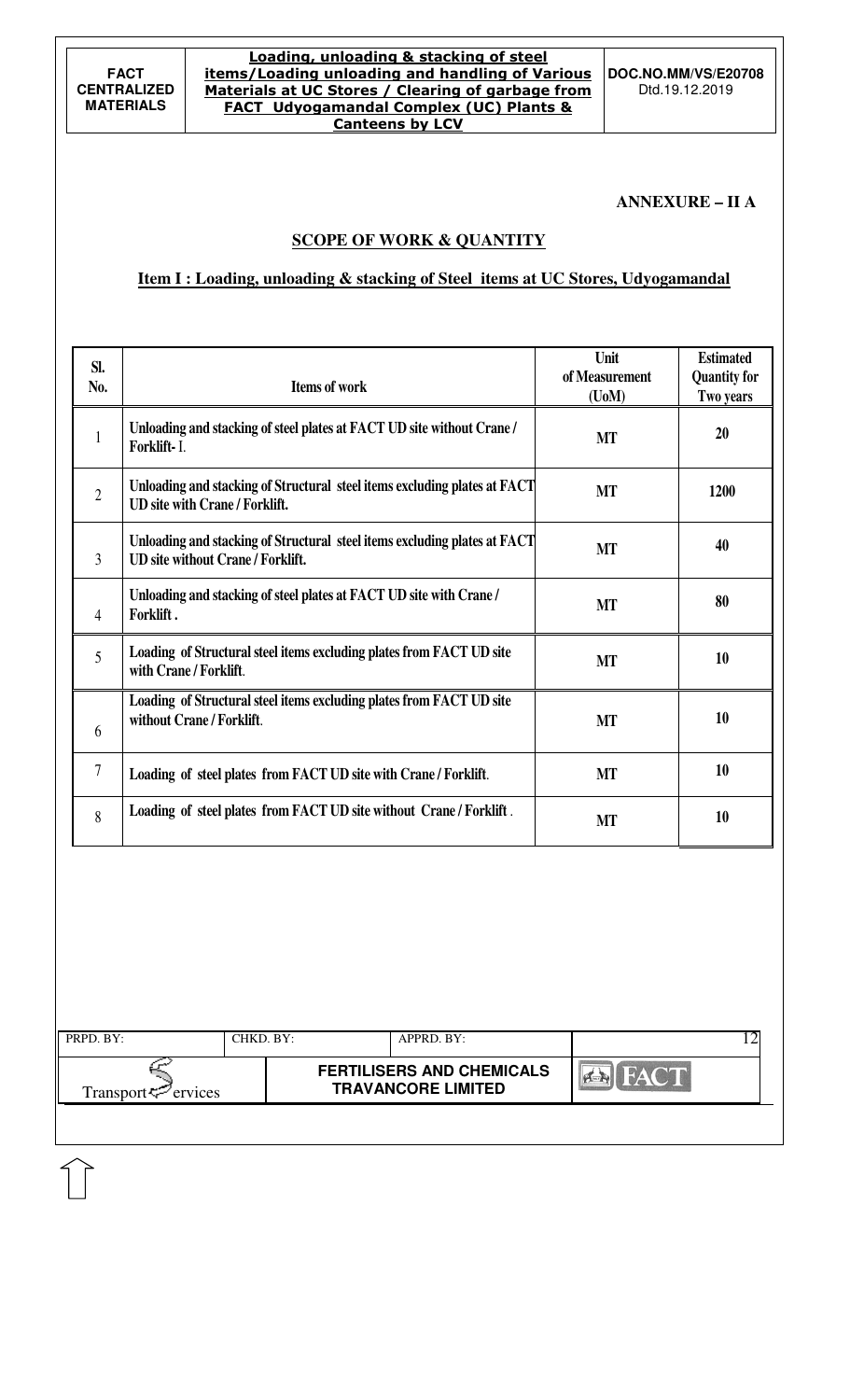**ANNEXURE – II A**

## SCOPE OF WORK & QUANTITY

### Item I : Loading, unloading & stacking of Steel items at UC Stores, Udyogamandal

| Sl. No. | Items of work | Unit of Measurement (UoM) | Estimated Quantity for Two years |
|---|---|---|---|
| 1 | Unloading and stacking of steel plates at FACT UD site without Crane / Forklift- I. | MT | 20 |
| 2 | Unloading and stacking of Structural steel items excluding plates at FACT UD site with Crane / Forklift. | MT | 1200 |
| 3 | Unloading and stacking of Structural steel items excluding plates at FACT UD site without Crane / Forklift. | MT | 40 |
| 4 | Unloading and stacking of steel plates at FACT UD site with Crane / Forklift . | MT | 80 |
| 5 | Loading of Structural steel items excluding plates from FACT UD site with Crane / Forklift. | MT | 10 |
| 6 | Loading of Structural steel items excluding plates from FACT UD site without Crane / Forklift. | MT | 10 |
| 7 | Loading of steel plates from FACT UD site with Crane / Forklift. | MT | 10 |
| 8 | Loading of steel plates from FACT UD site without Crane / Forklift . | MT | 10 |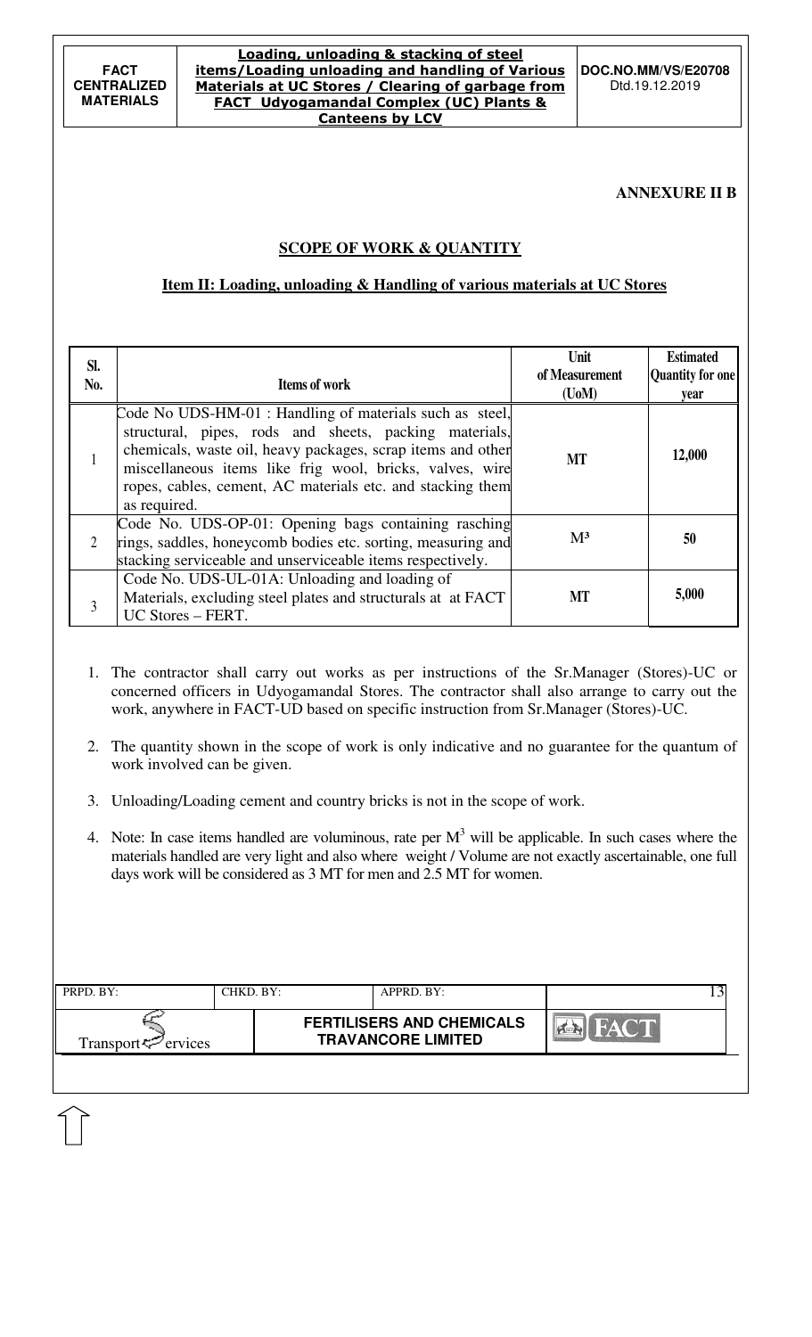**ANNEXURE II B**

## SCOPE OF WORK & QUANTITY

### Item II: Loading, unloading & Handling of various materials at UC Stores

| Sl. No. | Items of work | Unit of Measurement (UoM) | Estimated Quantity for one year |
|---|---|---|---|
| 1 | Code No UDS-HM-01 : Handling of materials such as steel, structural, pipes, rods and sheets, packing materials, chemicals, waste oil, heavy packages, scrap items and other miscellaneous items like frig wool, bricks, valves, wire ropes, cables, cement, AC materials etc. and stacking them as required. | MT | 12,000 |
| 2 | Code No. UDS-OP-01: Opening bags containing rasching rings, saddles, honeycomb bodies etc. sorting, measuring and stacking serviceable and unserviceable items respectively. | $M^3$ | 50 |
| 3 | Code No. UDS-UL-01A: Unloading and loading of Materials, excluding steel plates and structurals at at FACT UC Stores – FERT. | MT | 5,000 |

1. The contractor shall carry out works as per instructions of the Sr.Manager (Stores)-UC or concerned officers in Udyogamandal Stores. The contractor shall also arrange to carry out the work, anywhere in FACT-UD based on specific instruction from Sr.Manager (Stores)-UC.
2. The quantity shown in the scope of work is only indicative and no guarantee for the quantum of work involved can be given.
3. Unloading/Loading cement and country bricks is not in the scope of work.
4. Note: In case items handled are voluminous, rate per $M^3$ will be applicable. In such cases where the materials handled are very light and also where weight / Volume are not exactly ascertainable, one full days work will be considered as 3 MT for men and 2.5 MT for women.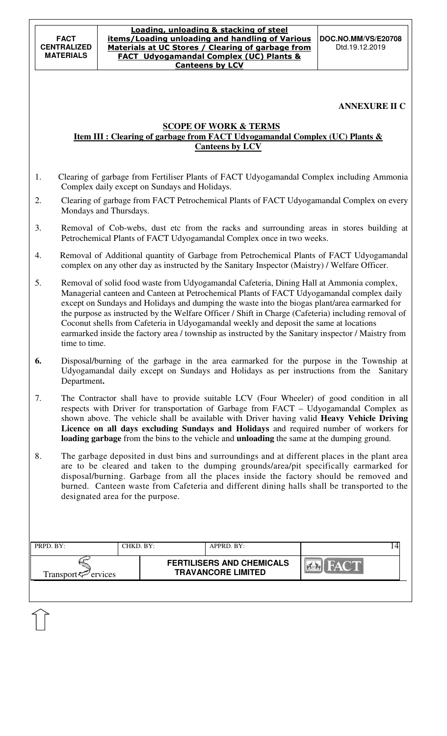**ANNEXURE II C**

**SCOPE OF WORK & TERMS**

**Item III : Clearing of garbage from FACT Udyogamandal Complex (UC) Plants & Canteens by LCV**

1. Clearing of garbage from Fertiliser Plants of FACT Udyogamandal Complex including Ammonia Complex daily except on Sundays and Holidays.
2. Clearing of garbage from FACT Petrochemical Plants of FACT Udyogamandal Complex on every Mondays and Thursdays.
3. Removal of Cob-webs, dust etc from the racks and surrounding areas in stores building at Petrochemical Plants of FACT Udyogamandal Complex once in two weeks.
4. Removal of Additional quantity of Garbage from Petrochemical Plants of FACT Udyogamandal complex on any other day as instructed by the Sanitary Inspector (Maistry) / Welfare Officer.
5. Removal of solid food waste from Udyogamandal Cafeteria, Dining Hall at Ammonia complex, Managerial canteen and Canteen at Petrochemical Plants of FACT Udyogamandal complex daily except on Sundays and Holidays and dumping the waste into the biogas plant/area earmarked for the purpose as instructed by the Welfare Officer / Shift in Charge (Cafeteria) including removal of Coconut shells from Cafeteria in Udyogamandal weekly and deposit the same at locations earmarked inside the factory area / township as instructed by the Sanitary inspector / Maistry from time to time.
6. Disposal/burning of the garbage in the area earmarked for the purpose in the Township at Udyogamandal daily except on Sundays and Holidays as per instructions from the Sanitary Department**.**
7. The Contractor shall have to provide suitable LCV (Four Wheeler) of good condition in all respects with Driver for transportation of Garbage from FACT – Udyogamandal Complex as shown above. The vehicle shall be available with Driver having valid **Heavy Vehicle Driving Licence on all days excluding Sundays and Holidays** and required number of workers for **loading garbage** from the bins to the vehicle and **unloading** the same at the dumping ground.
8. The garbage deposited in dust bins and surroundings and at different places in the plant area are to be cleared and taken to the dumping grounds/area/pit specifically earmarked for disposal/burning. Garbage from all the places inside the factory should be removed and burned. Canteen waste from Cafeteria and different dining halls shall be transported to the designated area for the purpose.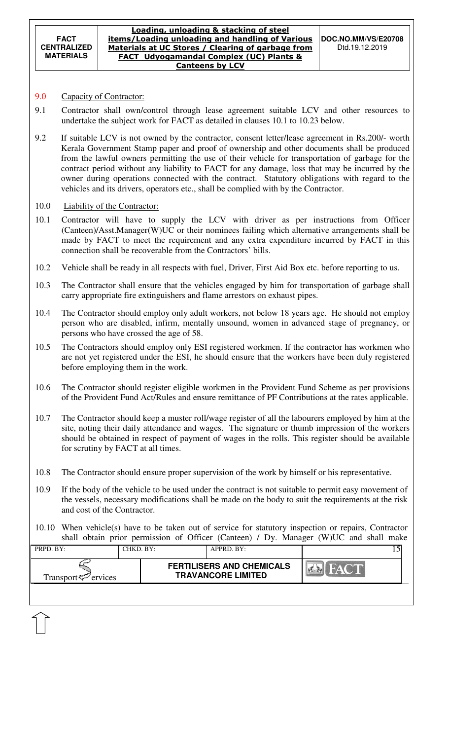## 9.0 Capacity of Contractor:

9.1 Contractor shall own/control through lease agreement suitable LCV and other resources to undertake the subject work for FACT as detailed in clauses 10.1 to 10.23 below.

9.2 If suitable LCV is not owned by the contractor, consent letter/lease agreement in Rs.200/- worth Kerala Government Stamp paper and proof of ownership and other documents shall be produced from the lawful owners permitting the use of their vehicle for transportation of garbage for the contract period without any liability to FACT for any damage, loss that may be incurred by the owner during operations connected with the contract. Statutory obligations with regard to the vehicles and its drivers, operators etc., shall be complied with by the Contractor.

## 10.0 Liability of the Contractor:

10.1 Contractor will have to supply the LCV with driver as per instructions from Officer (Canteen)/Asst.Manager(W)UC or their nominees failing which alternative arrangements shall be made by FACT to meet the requirement and any extra expenditure incurred by FACT in this connection shall be recoverable from the Contractors' bills.

10.2 Vehicle shall be ready in all respects with fuel, Driver, First Aid Box etc. before reporting to us.

10.3 The Contractor shall ensure that the vehicles engaged by him for transportation of garbage shall carry appropriate fire extinguishers and flame arrestors on exhaust pipes.

10.4 The Contractor should employ only adult workers, not below 18 years age. He should not employ person who are disabled, infirm, mentally unsound, women in advanced stage of pregnancy, or persons who have crossed the age of 58.

10.5 The Contractors should employ only ESI registered workmen. If the contractor has workmen who are not yet registered under the ESI, he should ensure that the workers have been duly registered before employing them in the work.

10.6 The Contractor should register eligible workmen in the Provident Fund Scheme as per provisions of the Provident Fund Act/Rules and ensure remittance of PF Contributions at the rates applicable.

10.7 The Contractor should keep a muster roll/wage register of all the labourers employed by him at the site, noting their daily attendance and wages. The signature or thumb impression of the workers should be obtained in respect of payment of wages in the rolls. This register should be available for scrutiny by FACT at all times.

10.8 The Contractor should ensure proper supervision of the work by himself or his representative.

10.9 If the body of the vehicle to be used under the contract is not suitable to permit easy movement of the vessels, necessary modifications shall be made on the body to suit the requirements at the risk and cost of the Contractor.

10.10 When vehicle(s) have to be taken out of service for statutory inspection or repairs, Contractor shall obtain prior permission of Officer (Canteen) / Dy. Manager (W)UC and shall make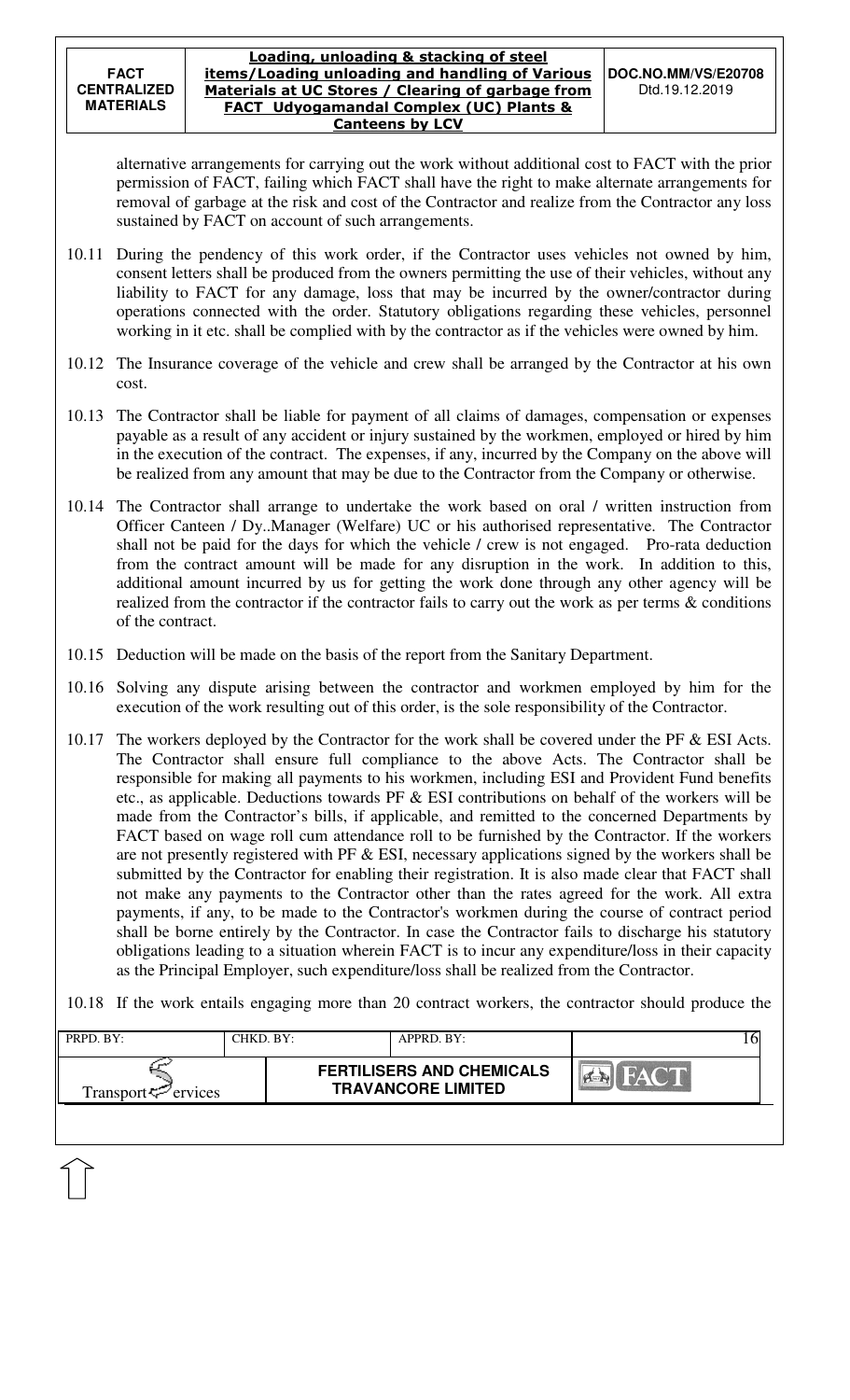alternative arrangements for carrying out the work without additional cost to FACT with the prior permission of FACT, failing which FACT shall have the right to make alternate arrangements for removal of garbage at the risk and cost of the Contractor and realize from the Contractor any loss sustained by FACT on account of such arrangements.

10.11 During the pendency of this work order, if the Contractor uses vehicles not owned by him, consent letters shall be produced from the owners permitting the use of their vehicles, without any liability to FACT for any damage, loss that may be incurred by the owner/contractor during operations connected with the order. Statutory obligations regarding these vehicles, personnel working in it etc. shall be complied with by the contractor as if the vehicles were owned by him.

10.12 The Insurance coverage of the vehicle and crew shall be arranged by the Contractor at his own cost.

10.13 The Contractor shall be liable for payment of all claims of damages, compensation or expenses payable as a result of any accident or injury sustained by the workmen, employed or hired by him in the execution of the contract. The expenses, if any, incurred by the Company on the above will be realized from any amount that may be due to the Contractor from the Company or otherwise.

10.14 The Contractor shall arrange to undertake the work based on oral / written instruction from Officer Canteen / Dy..Manager (Welfare) UC or his authorised representative. The Contractor shall not be paid for the days for which the vehicle / crew is not engaged. Pro-rata deduction from the contract amount will be made for any disruption in the work. In addition to this, additional amount incurred by us for getting the work done through any other agency will be realized from the contractor if the contractor fails to carry out the work as per terms & conditions of the contract.

10.15 Deduction will be made on the basis of the report from the Sanitary Department.

10.16 Solving any dispute arising between the contractor and workmen employed by him for the execution of the work resulting out of this order, is the sole responsibility of the Contractor.

10.17 The workers deployed by the Contractor for the work shall be covered under the PF & ESI Acts. The Contractor shall ensure full compliance to the above Acts. The Contractor shall be responsible for making all payments to his workmen, including ESI and Provident Fund benefits etc., as applicable. Deductions towards PF & ESI contributions on behalf of the workers will be made from the Contractor's bills, if applicable, and remitted to the concerned Departments by FACT based on wage roll cum attendance roll to be furnished by the Contractor. If the workers are not presently registered with PF & ESI, necessary applications signed by the workers shall be submitted by the Contractor for enabling their registration. It is also made clear that FACT shall not make any payments to the Contractor other than the rates agreed for the work. All extra payments, if any, to be made to the Contractor's workmen during the course of contract period shall be borne entirely by the Contractor. In case the Contractor fails to discharge his statutory obligations leading to a situation wherein FACT is to incur any expenditure/loss in their capacity as the Principal Employer, such expenditure/loss shall be realized from the Contractor.

10.18 If the work entails engaging more than 20 contract workers, the contractor should produce the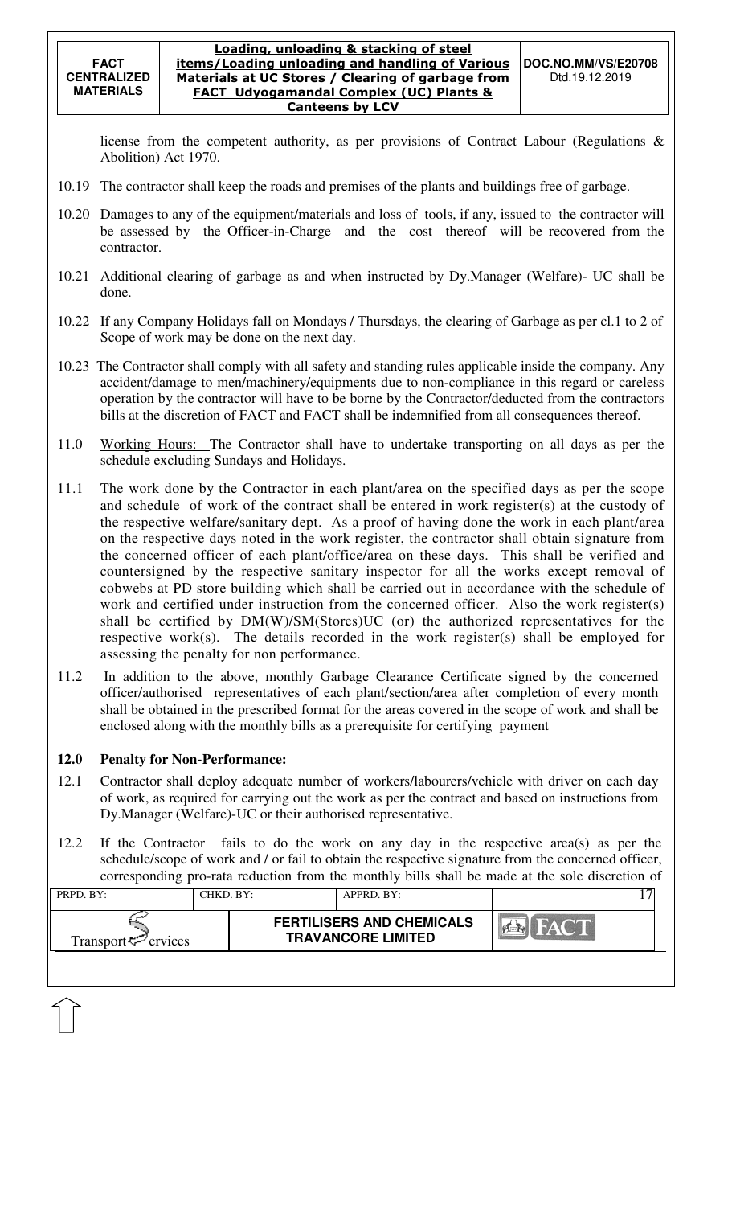license from the competent authority, as per provisions of Contract Labour (Regulations & Abolition) Act 1970.

10.19 The contractor shall keep the roads and premises of the plants and buildings free of garbage.

10.20 Damages to any of the equipment/materials and loss of tools, if any, issued to the contractor will be assessed by the Officer-in-Charge and the cost thereof will be recovered from the contractor.

10.21 Additional clearing of garbage as and when instructed by Dy.Manager (Welfare)- UC shall be done.

10.22 If any Company Holidays fall on Mondays / Thursdays, the clearing of Garbage as per cl.1 to 2 of Scope of work may be done on the next day.

10.23 The Contractor shall comply with all safety and standing rules applicable inside the company. Any accident/damage to men/machinery/equipments due to non-compliance in this regard or careless operation by the contractor will have to be borne by the Contractor/deducted from the contractors bills at the discretion of FACT and FACT shall be indemnified from all consequences thereof.

11.0 Working Hours: The Contractor shall have to undertake transporting on all days as per the schedule excluding Sundays and Holidays.

11.1 The work done by the Contractor in each plant/area on the specified days as per the scope and schedule of work of the contract shall be entered in work register(s) at the custody of the respective welfare/sanitary dept. As a proof of having done the work in each plant/area on the respective days noted in the work register, the contractor shall obtain signature from the concerned officer of each plant/office/area on these days. This shall be verified and countersigned by the respective sanitary inspector for all the works except removal of cobwebs at PD store building which shall be carried out in accordance with the schedule of work and certified under instruction from the concerned officer. Also the work register(s) shall be certified by DM(W)/SM(Stores)UC (or) the authorized representatives for the respective work(s). The details recorded in the work register(s) shall be employed for assessing the penalty for non performance.

11.2 In addition to the above, monthly Garbage Clearance Certificate signed by the concerned officer/authorised representatives of each plant/section/area after completion of every month shall be obtained in the prescribed format for the areas covered in the scope of work and shall be enclosed along with the monthly bills as a prerequisite for certifying payment

## 12.0 Penalty for Non-Performance:

12.1 Contractor shall deploy adequate number of workers/labourers/vehicle with driver on each day of work, as required for carrying out the work as per the contract and based on instructions from Dy.Manager (Welfare)-UC or their authorised representative.

12.2 If the Contractor fails to do the work on any day in the respective area(s) as per the schedule/scope of work and / or fail to obtain the respective signature from the concerned officer, corresponding pro-rata reduction from the monthly bills shall be made at the sole discretion of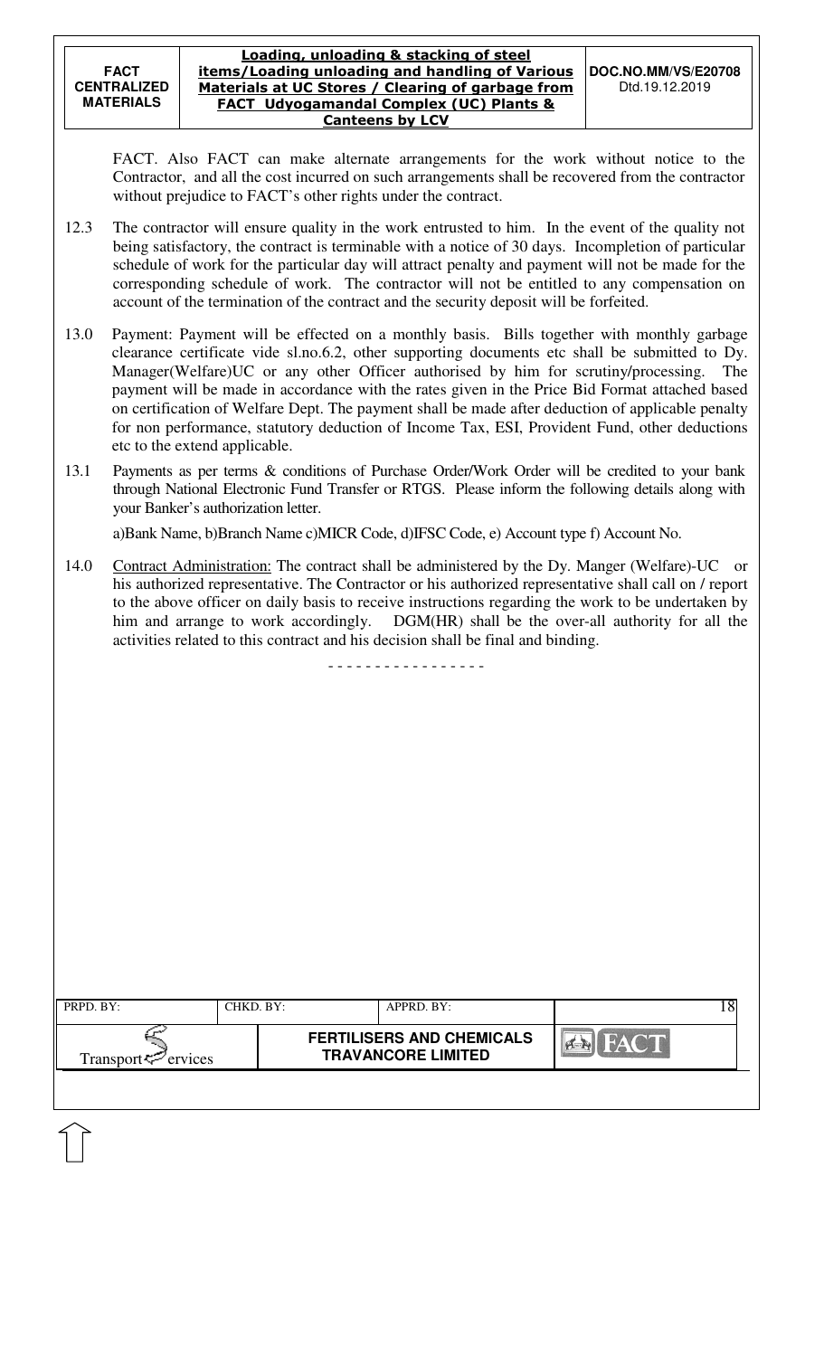FACT. Also FACT can make alternate arrangements for the work without notice to the Contractor, and all the cost incurred on such arrangements shall be recovered from the contractor without prejudice to FACT's other rights under the contract.

12.3 The contractor will ensure quality in the work entrusted to him. In the event of the quality not being satisfactory, the contract is terminable with a notice of 30 days. Incompletion of particular schedule of work for the particular day will attract penalty and payment will not be made for the corresponding schedule of work. The contractor will not be entitled to any compensation on account of the termination of the contract and the security deposit will be forfeited.

13.0 Payment: Payment will be effected on a monthly basis. Bills together with monthly garbage clearance certificate vide sl.no.6.2, other supporting documents etc shall be submitted to Dy. Manager(Welfare)UC or any other Officer authorised by him for scrutiny/processing. The payment will be made in accordance with the rates given in the Price Bid Format attached based on certification of Welfare Dept. The payment shall be made after deduction of applicable penalty for non performance, statutory deduction of Income Tax, ESI, Provident Fund, other deductions etc to the extend applicable.

13.1 Payments as per terms & conditions of Purchase Order/Work Order will be credited to your bank through National Electronic Fund Transfer or RTGS. Please inform the following details along with your Banker's authorization letter.

a)Bank Name, b)Branch Name c)MICR Code, d)IFSC Code, e) Account type f) Account No.

14.0 Contract Administration: The contract shall be administered by the Dy. Manger (Welfare)-UC or his authorized representative. The Contractor or his authorized representative shall call on / report to the above officer on daily basis to receive instructions regarding the work to be undertaken by him and arrange to work accordingly. DGM(HR) shall be the over-all authority for all the activities related to this contract and his decision shall be final and binding.

- - - - - - - - - - - - - - - - -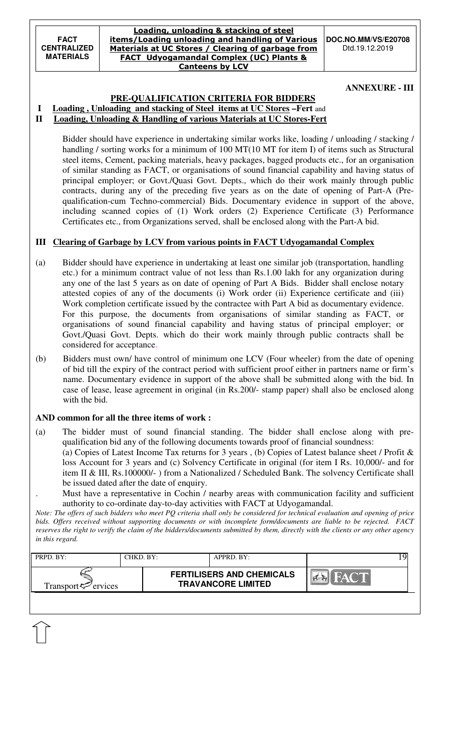**ANNEXURE - III**

## PRE-QUALIFICATION CRITERIA FOR BIDDERS

**I Loading , Unloading and stacking of Steel items at UC Stores –Fert** and
**II Loading, Unloading & Handling of various Materials at UC Stores-Fert**

Bidder should have experience in undertaking similar works like, loading / unloading / stacking / handling / sorting works for a minimum of 100 MT(10 MT for item I) of items such as Structural steel items, Cement, packing materials, heavy packages, bagged products etc., for an organisation of similar standing as FACT, or organisations of sound financial capability and having status of principal employer; or Govt./Quasi Govt. Depts., which do their work mainly through public contracts, during any of the preceding five years as on the date of opening of Part-A (Pre-qualification-cum Techno-commercial) Bids. Documentary evidence in support of the above, including scanned copies of (1) Work orders (2) Experience Certificate (3) Performance Certificates etc., from Organizations served, shall be enclosed along with the Part-A bid.

**III Clearing of Garbage by LCV from various points in FACT Udyogamandal Complex**

(a) Bidder should have experience in undertaking at least one similar job (transportation, handling etc.) for a minimum contract value of not less than Rs.1.00 lakh for any organization during any one of the last 5 years as on date of opening of Part A Bids. Bidder shall enclose notary attested copies of any of the documents (i) Work order (ii) Experience certificate and (iii) Work completion certificate issued by the contractee with Part A bid as documentary evidence. For this purpose, the documents from organisations of similar standing as FACT, or organisations of sound financial capability and having status of principal employer; or Govt./Quasi Govt. Depts. which do their work mainly through public contracts shall be considered for acceptance.

(b) Bidders must own/ have control of minimum one LCV (Four wheeler) from the date of opening of bid till the expiry of the contract period with sufficient proof either in partners name or firm's name. Documentary evidence in support of the above shall be submitted along with the bid. In case of lease, lease agreement in original (in Rs.200/- stamp paper) shall also be enclosed along with the bid.

**AND common for all the three items of work :**

(a) The bidder must of sound financial standing. The bidder shall enclose along with pre-qualification bid any of the following documents towards proof of financial soundness:
(a) Copies of Latest Income Tax returns for 3 years , (b) Copies of Latest balance sheet / Profit & loss Account for 3 years and (c) Solvency Certificate in original (for item I Rs. 10,000/- and for item II & III, Rs.100000/- ) from a Nationalized / Scheduled Bank. The solvency Certificate shall be issued dated after the date of enquiry.

. Must have a representative in Cochin / nearby areas with communication facility and sufficient authority to co-ordinate day-to-day activities with FACT at Udyogamandal.

*Note: The offers of such bidders who meet PQ criteria shall only be considered for technical evaluation and opening of price bids. Offers received without supporting documents or with incomplete form/documents are liable to be rejected. FACT reserves the right to verify the claim of the bidders/documents submitted by them, directly with the clients or any other agency in this regard.*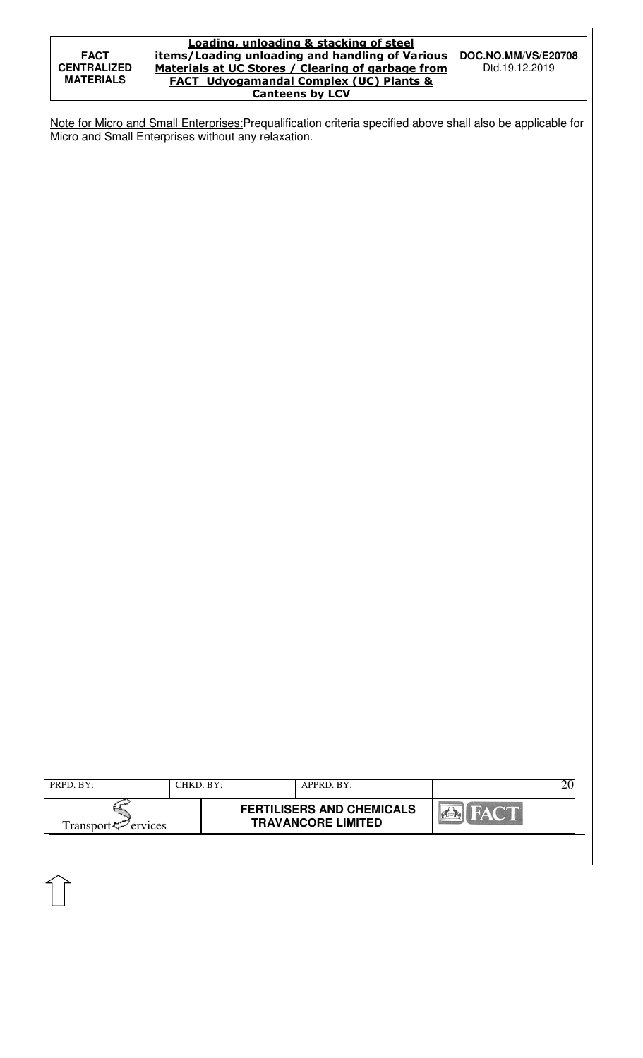<u>Note for Micro and Small Enterprises:</u>Prequalification criteria specified above shall also be applicable for Micro and Small Enterprises without any relaxation.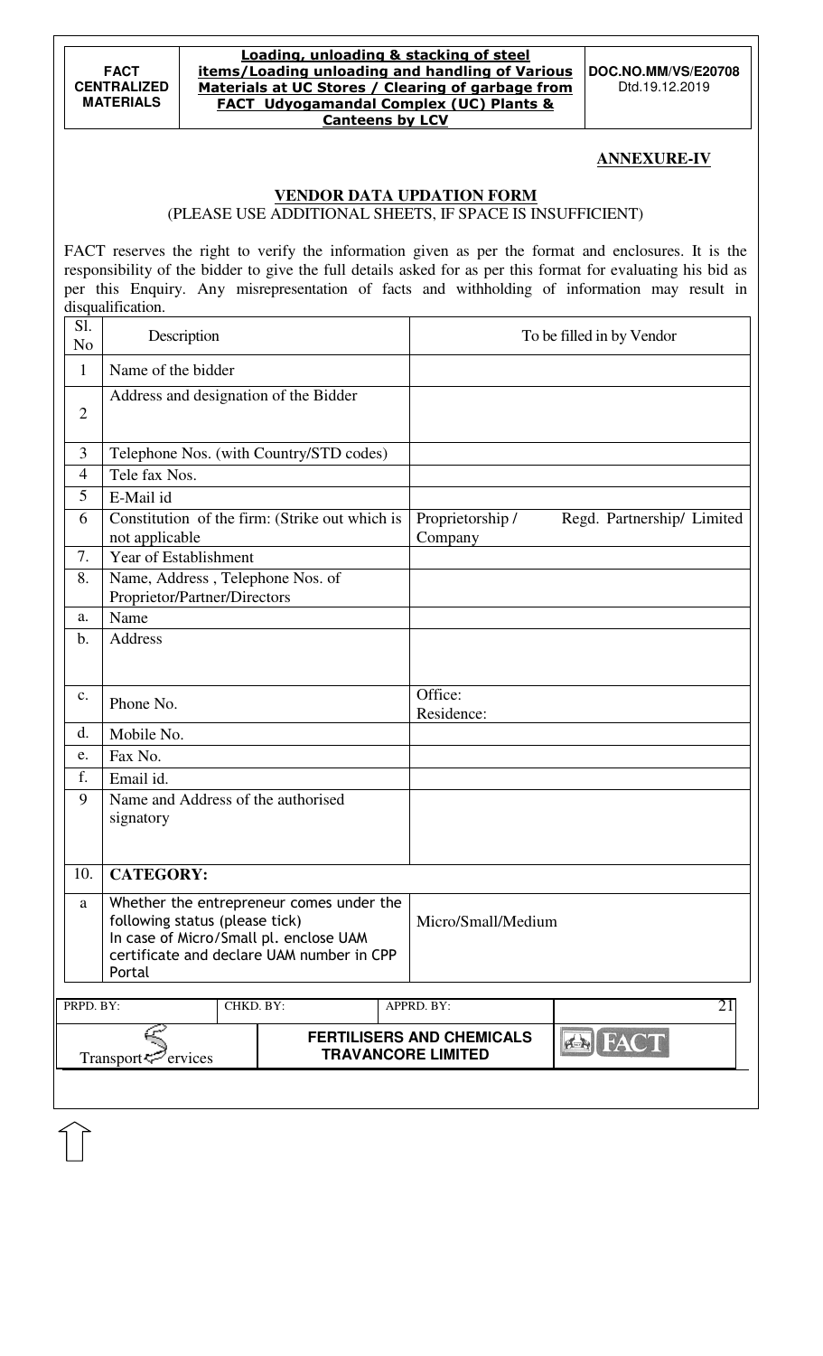**ANNEXURE-IV**

**VENDOR DATA UPDATION FORM**

(PLEASE USE ADDITIONAL SHEETS, IF SPACE IS INSUFFICIENT)

FACT reserves the right to verify the information given as per the format and enclosures. It is the responsibility of the bidder to give the full details asked for as per this format for evaluating his bid as per this Enquiry. Any misrepresentation of facts and withholding of information may result in disqualification.

| Sl. No | Description | To be filled in by Vendor |
|---|---|---|
| 1 | Name of the bidder | |
| 2 | Address and designation of the Bidder | |
| 3 | Telephone Nos. (with Country/STD codes) | |
| 4 | Tele fax Nos. | |
| 5 | E-Mail id | |
| 6 | Constitution of the firm: (Strike out which is not applicable | Proprietorship / Regd. Partnership/ Limited Company |
| 7. | Year of Establishment | |
| 8. | Name, Address , Telephone Nos. of Proprietor/Partner/Directors | |
| a. | Name | |
| b. | Address | |
| c. | Phone No. | Office:<br>Residence: |
| d. | Mobile No. | |
| e. | Fax No. | |
| f. | Email id. | |
| 9 | Name and Address of the authorised signatory | |
| 10. | **CATEGORY:** | |
| a | Whether the entrepreneur comes under the following status (please tick)<br>In case of Micro/Small pl. enclose UAM certificate and declare UAM number in CPP Portal | Micro/Small/Medium |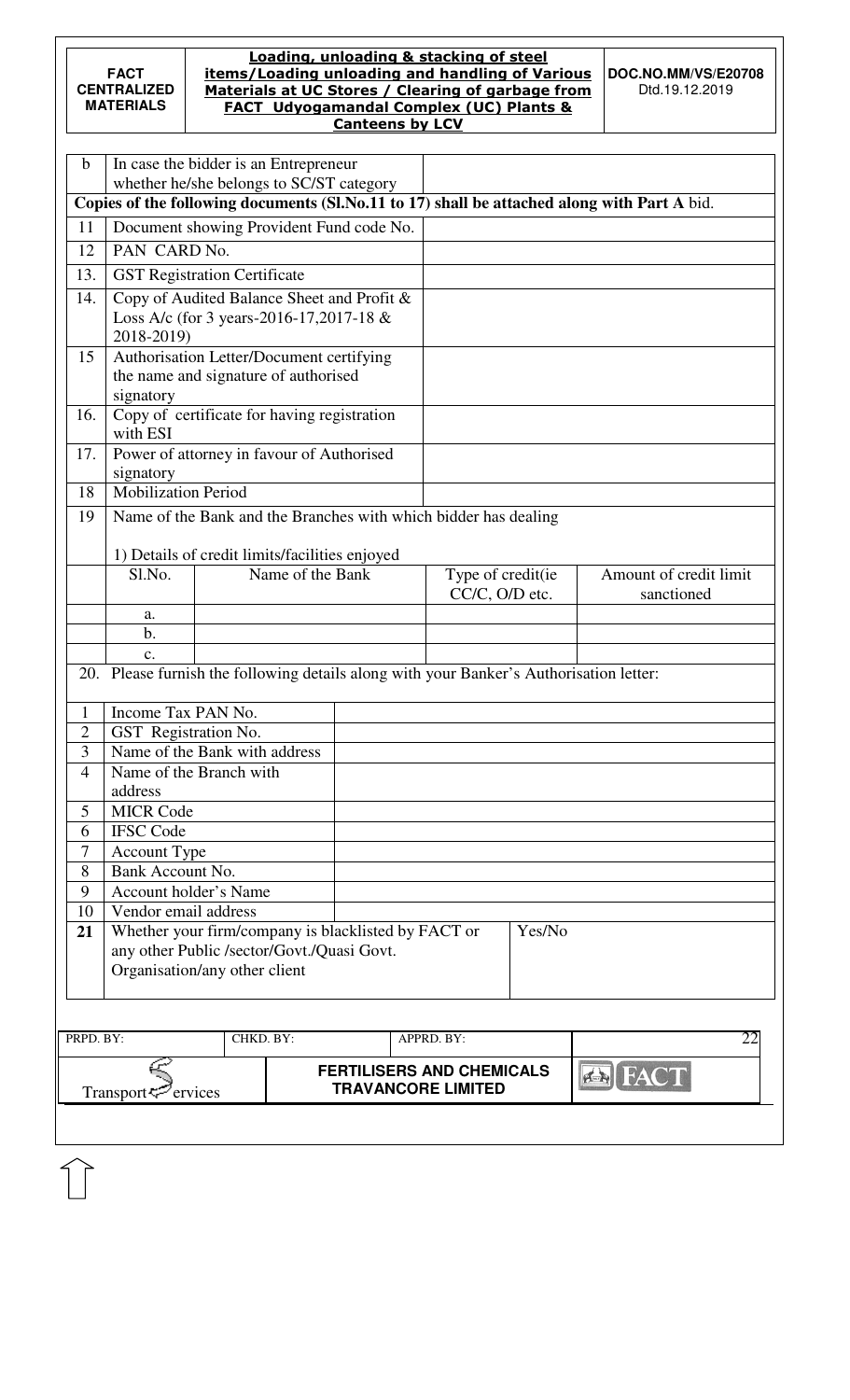| b | In case the bidder is an Entrepreneur whether he/she belongs to SC/ST category | |
|---|---|---|
| **Copies of the following documents (Sl.No.11 to 17) shall be attached along with Part A bid.** | | |
| 11 | Document showing Provident Fund code No. | |
| 12 | PAN CARD No. | |
| 13. | GST Registration Certificate | |
| 14. | Copy of Audited Balance Sheet and Profit & Loss A/c (for 3 years-2016-17,2017-18 & 2018-2019) | |
| 15 | Authorisation Letter/Document certifying the name and signature of authorised signatory | |
| 16. | Copy of certificate for having registration with ESI | |
| 17. | Power of attorney in favour of Authorised signatory | |
| 18 | Mobilization Period | |
| 19 | Name of the Bank and the Branches with which bidder has dealing | |

1) Details of credit limits/facilities enjoyed

| Sl.No. | Name of the Bank | Type of credit(ie CC/C, O/D etc. | Amount of credit limit sanctioned |
|---|---|---|---|
| a. | | | |
| b. | | | |
| c. | | | |

20. Please furnish the following details along with your Banker's Authorisation letter:

| | | |
|---|---|---|
| 1 | Income Tax PAN No. | |
| 2 | GST Registration No. | |
| 3 | Name of the Bank with address | |
| 4 | Name of the Branch with address | |
| 5 | MICR Code | |
| 6 | IFSC Code | |
| 7 | Account Type | |
| 8 | Bank Account No. | |
| 9 | Account holder's Name | |
| 10 | Vendor email address | |

| | | |
|---|---|---|
| **21** | Whether your firm/company is blacklisted by FACT or any other Public /sector/Govt./Quasi Govt. Organisation/any other client | Yes/No |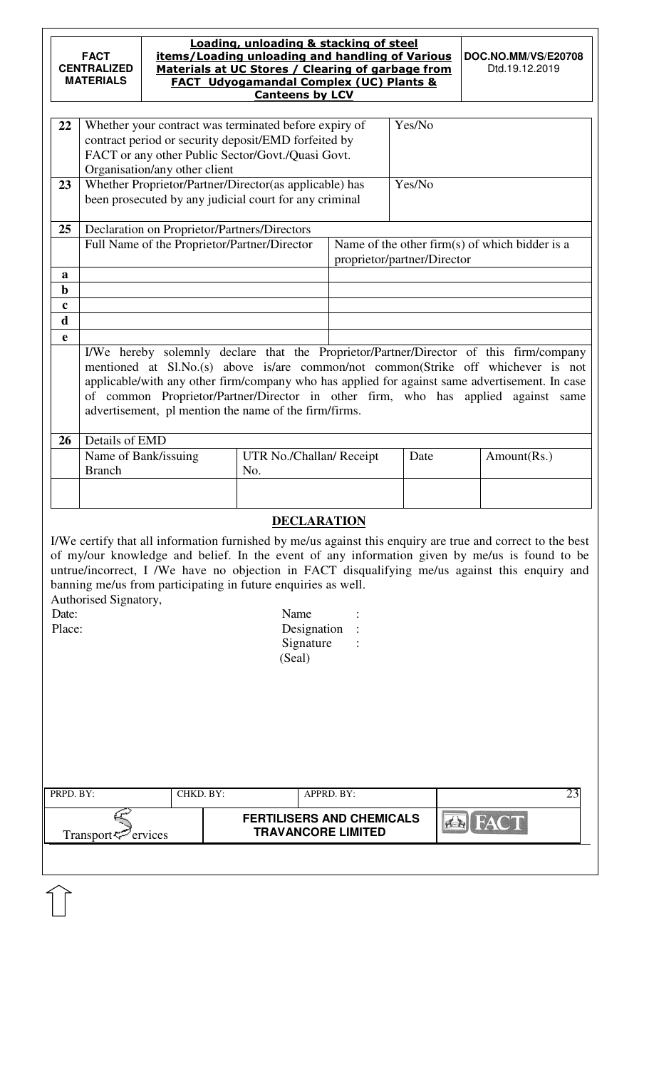| 22 | Whether your contract was terminated before expiry of contract period or security deposit/EMD forfeited by FACT or any other Public Sector/Govt./Quasi Govt. Organisation/any other client | Yes/No |
|---|---|---|
| 23 | Whether Proprietor/Partner/Director(as applicable) has been prosecuted by any judicial court for any criminal | Yes/No |

| 25 | Declaration on Proprietor/Partners/Directors | |
|---|---|---|
| | Full Name of the Proprietor/Partner/Director | Name of the other firm(s) of which bidder is a proprietor/partner/Director |
| a | | |
| b | | |
| c | | |
| d | | |
| e | | |

I/We hereby solemnly declare that the Proprietor/Partner/Director of this firm/company mentioned at Sl.No.(s) above is/are common/not common(Strike off whichever is not applicable/with any other firm/company who has applied for against same advertisement. In case of common Proprietor/Partner/Director in other firm, who has applied against same advertisement, pl mention the name of the firm/firms.

| 26 | Details of EMD | | | |
|---|---|---|---|---|
| | Name of Bank/issuing Branch | UTR No./Challan/ Receipt No. | Date | Amount(Rs.) |
| | | | | |

## DECLARATION

I/We certify that all information furnished by me/us against this enquiry are true and correct to the best of my/our knowledge and belief. In the event of any information given by me/us is found to be untrue/incorrect, I /We have no objection in FACT disqualifying me/us against this enquiry and banning me/us from participating in future enquiries as well.

Authorised Signatory,

Date: Name :

Place: Designation :

Signature :

(Seal)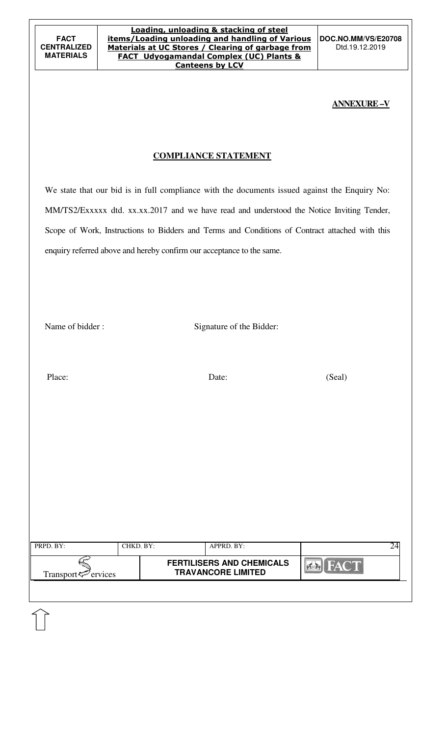**ANNEXURE –V**

## COMPLIANCE STATEMENT

We state that our bid is in full compliance with the documents issued against the Enquiry No: MM/TS2/Exxxxx dtd. xx.xx.2017 and we have read and understood the Notice Inviting Tender, Scope of Work, Instructions to Bidders and Terms and Conditions of Contract attached with this enquiry referred above and hereby confirm our acceptance to the same.

Name of bidder : Signature of the Bidder:

Place: Date: (Seal)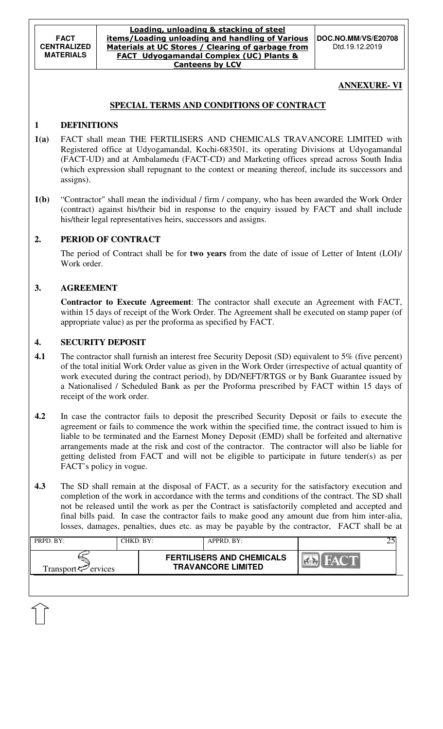**ANNEXURE- VI**

## SPECIAL TERMS AND CONDITIONS OF CONTRACT

### 1 DEFINITIONS

**1(a)** FACT shall mean THE FERTILISERS AND CHEMICALS TRAVANCORE LIMITED with Registered office at Udyogamandal, Kochi-683501, its operating Divisions at Udyogamandal (FACT-UD) and at Ambalamedu (FACT-CD) and Marketing offices spread across South India (which expression shall repugnant to the context or meaning thereof, include its successors and assigns).

**1(b)** "Contractor" shall mean the individual / firm / company, who has been awarded the Work Order (contract) against his/their bid in response to the enquiry issued by FACT and shall include his/their legal representatives heirs, successors and assigns.

### 2. PERIOD OF CONTRACT

The period of Contract shall be for **two years** from the date of issue of Letter of Intent (LOI)/ Work order.

### 3. AGREEMENT

**Contractor to Execute Agreement**: The contractor shall execute an Agreement with FACT, within 15 days of receipt of the Work Order. The Agreement shall be executed on stamp paper (of appropriate value) as per the proforma as specified by FACT.

### 4. SECURITY DEPOSIT

**4.1** The contractor shall furnish an interest free Security Deposit (SD) equivalent to 5% (five percent) of the total initial Work Order value as given in the Work Order (irrespective of actual quantity of work executed during the contract period), by DD/NEFT/RTGS or by Bank Guarantee issued by a Nationalised / Scheduled Bank as per the Proforma prescribed by FACT within 15 days of receipt of the work order.

**4.2** In case the contractor fails to deposit the prescribed Security Deposit or fails to execute the agreement or fails to commence the work within the specified time, the contract issued to him is liable to be terminated and the Earnest Money Deposit (EMD) shall be forfeited and alternative arrangements made at the risk and cost of the contractor. The contractor will also be liable for getting delisted from FACT and will not be eligible to participate in future tender(s) as per FACT's policy in vogue.

**4.3** The SD shall remain at the disposal of FACT, as a security for the satisfactory execution and completion of the work in accordance with the terms and conditions of the contract. The SD shall not be released until the work as per the Contract is satisfactorily completed and accepted and final bills paid. In case the contractor fails to make good any amount due from him inter-alia, losses, damages, penalties, dues etc. as may be payable by the contractor, FACT shall be at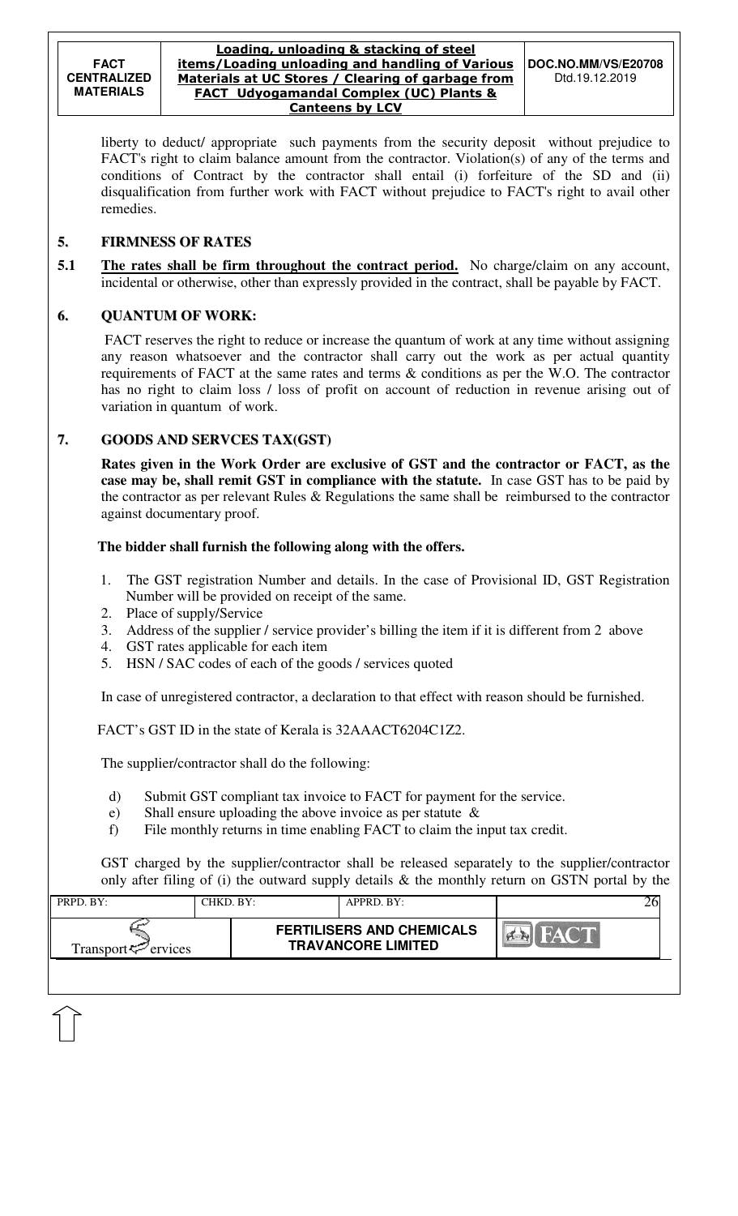liberty to deduct/ appropriate such payments from the security deposit without prejudice to FACT's right to claim balance amount from the contractor. Violation(s) of any of the terms and conditions of Contract by the contractor shall entail (i) forfeiture of the SD and (ii) disqualification from further work with FACT without prejudice to FACT's right to avail other remedies.

## 5. FIRMNESS OF RATES

**5.1** **The rates shall be firm throughout the contract period.** No charge/claim on any account, incidental or otherwise, other than expressly provided in the contract, shall be payable by FACT.

## 6. QUANTUM OF WORK:

FACT reserves the right to reduce or increase the quantum of work at any time without assigning any reason whatsoever and the contractor shall carry out the work as per actual quantity requirements of FACT at the same rates and terms & conditions as per the W.O. The contractor has no right to claim loss / loss of profit on account of reduction in revenue arising out of variation in quantum of work.

## 7. GOODS AND SERVCES TAX(GST)

**Rates given in the Work Order are exclusive of GST and the contractor or FACT, as the case may be, shall remit GST in compliance with the statute.** In case GST has to be paid by the contractor as per relevant Rules & Regulations the same shall be reimbursed to the contractor against documentary proof.

**The bidder shall furnish the following along with the offers.**

1. The GST registration Number and details. In the case of Provisional ID, GST Registration Number will be provided on receipt of the same.
2. Place of supply/Service
3. Address of the supplier / service provider's billing the item if it is different from 2 above
4. GST rates applicable for each item
5. HSN / SAC codes of each of the goods / services quoted

In case of unregistered contractor, a declaration to that effect with reason should be furnished.

FACT's GST ID in the state of Kerala is 32AAACT6204C1Z2.

The supplier/contractor shall do the following:

d) Submit GST compliant tax invoice to FACT for payment for the service.
e) Shall ensure uploading the above invoice as per statute &
f) File monthly returns in time enabling FACT to claim the input tax credit.

GST charged by the supplier/contractor shall be released separately to the supplier/contractor only after filing of (i) the outward supply details & the monthly return on GSTN portal by the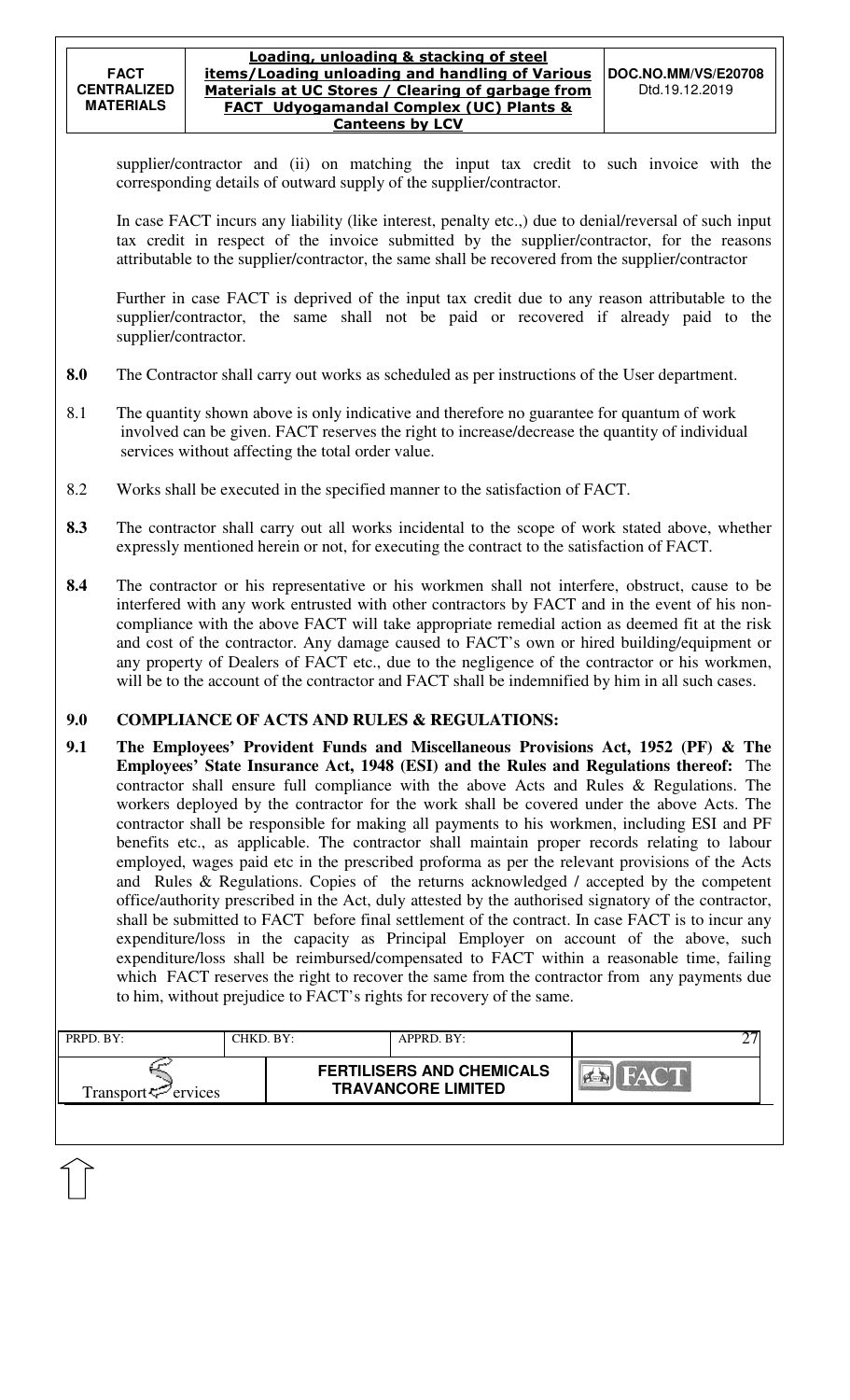supplier/contractor and (ii) on matching the input tax credit to such invoice with the corresponding details of outward supply of the supplier/contractor.

In case FACT incurs any liability (like interest, penalty etc.,) due to denial/reversal of such input tax credit in respect of the invoice submitted by the supplier/contractor, for the reasons attributable to the supplier/contractor, the same shall be recovered from the supplier/contractor

Further in case FACT is deprived of the input tax credit due to any reason attributable to the supplier/contractor, the same shall not be paid or recovered if already paid to the supplier/contractor.

**8.0** The Contractor shall carry out works as scheduled as per instructions of the User department.

8.1 The quantity shown above is only indicative and therefore no guarantee for quantum of work involved can be given. FACT reserves the right to increase/decrease the quantity of individual services without affecting the total order value.

8.2 Works shall be executed in the specified manner to the satisfaction of FACT.

**8.3** The contractor shall carry out all works incidental to the scope of work stated above, whether expressly mentioned herein or not, for executing the contract to the satisfaction of FACT.

**8.4** The contractor or his representative or his workmen shall not interfere, obstruct, cause to be interfered with any work entrusted with other contractors by FACT and in the event of his non-compliance with the above FACT will take appropriate remedial action as deemed fit at the risk and cost of the contractor. Any damage caused to FACT's own or hired building/equipment or any property of Dealers of FACT etc., due to the negligence of the contractor or his workmen, will be to the account of the contractor and FACT shall be indemnified by him in all such cases.

## 9.0 COMPLIANCE OF ACTS AND RULES & REGULATIONS:

**9.1** **The Employees' Provident Funds and Miscellaneous Provisions Act, 1952 (PF) & The Employees' State Insurance Act, 1948 (ESI) and the Rules and Regulations thereof:** The contractor shall ensure full compliance with the above Acts and Rules & Regulations. The workers deployed by the contractor for the work shall be covered under the above Acts. The contractor shall be responsible for making all payments to his workmen, including ESI and PF benefits etc., as applicable. The contractor shall maintain proper records relating to labour employed, wages paid etc in the prescribed proforma as per the relevant provisions of the Acts and Rules & Regulations. Copies of the returns acknowledged / accepted by the competent office/authority prescribed in the Act, duly attested by the authorised signatory of the contractor, shall be submitted to FACT before final settlement of the contract. In case FACT is to incur any expenditure/loss in the capacity as Principal Employer on account of the above, such expenditure/loss shall be reimbursed/compensated to FACT within a reasonable time, failing which FACT reserves the right to recover the same from the contractor from any payments due to him, without prejudice to FACT's rights for recovery of the same.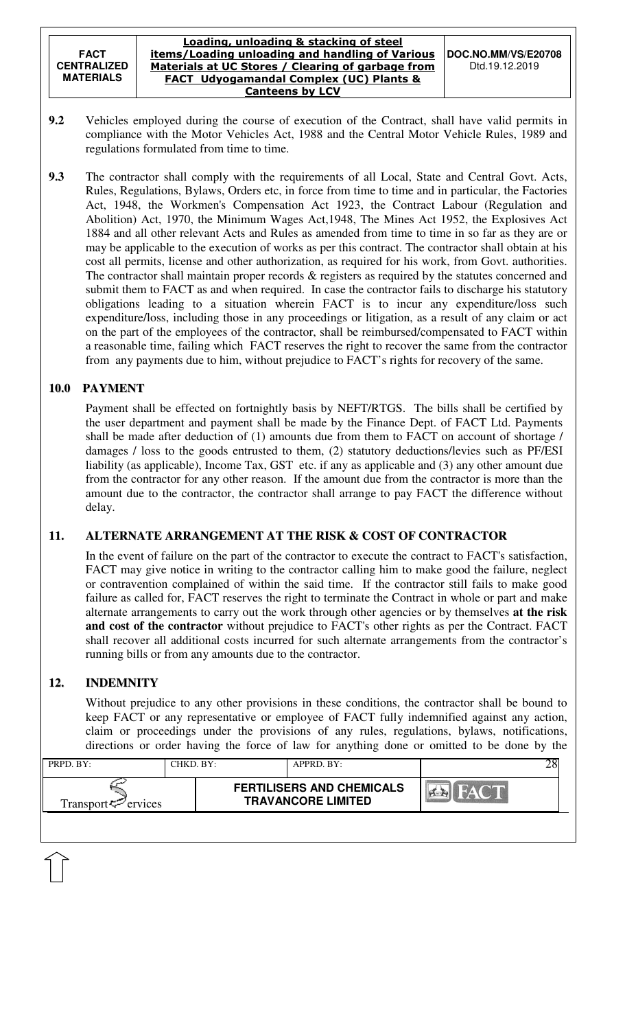**9.2** Vehicles employed during the course of execution of the Contract, shall have valid permits in compliance with the Motor Vehicles Act, 1988 and the Central Motor Vehicle Rules, 1989 and regulations formulated from time to time.

**9.3** The contractor shall comply with the requirements of all Local, State and Central Govt. Acts, Rules, Regulations, Bylaws, Orders etc, in force from time to time and in particular, the Factories Act, 1948, the Workmen's Compensation Act 1923, the Contract Labour (Regulation and Abolition) Act, 1970, the Minimum Wages Act,1948, The Mines Act 1952, the Explosives Act 1884 and all other relevant Acts and Rules as amended from time to time in so far as they are or may be applicable to the execution of works as per this contract. The contractor shall obtain at his cost all permits, license and other authorization, as required for his work, from Govt. authorities. The contractor shall maintain proper records & registers as required by the statutes concerned and submit them to FACT as and when required. In case the contractor fails to discharge his statutory obligations leading to a situation wherein FACT is to incur any expenditure/loss such expenditure/loss, including those in any proceedings or litigation, as a result of any claim or act on the part of the employees of the contractor, shall be reimbursed/compensated to FACT within a reasonable time, failing which FACT reserves the right to recover the same from the contractor from any payments due to him, without prejudice to FACT's rights for recovery of the same.

## 10.0 PAYMENT

Payment shall be effected on fortnightly basis by NEFT/RTGS. The bills shall be certified by the user department and payment shall be made by the Finance Dept. of FACT Ltd. Payments shall be made after deduction of (1) amounts due from them to FACT on account of shortage / damages / loss to the goods entrusted to them, (2) statutory deductions/levies such as PF/ESI liability (as applicable), Income Tax, GST etc. if any as applicable and (3) any other amount due from the contractor for any other reason. If the amount due from the contractor is more than the amount due to the contractor, the contractor shall arrange to pay FACT the difference without delay.

## 11. ALTERNATE ARRANGEMENT AT THE RISK & COST OF CONTRACTOR

In the event of failure on the part of the contractor to execute the contract to FACT's satisfaction, FACT may give notice in writing to the contractor calling him to make good the failure, neglect or contravention complained of within the said time. If the contractor still fails to make good failure as called for, FACT reserves the right to terminate the Contract in whole or part and make alternate arrangements to carry out the work through other agencies or by themselves **at the risk and cost of the contractor** without prejudice to FACT's other rights as per the Contract. FACT shall recover all additional costs incurred for such alternate arrangements from the contractor's running bills or from any amounts due to the contractor.

## 12. INDEMNITY

Without prejudice to any other provisions in these conditions, the contractor shall be bound to keep FACT or any representative or employee of FACT fully indemnified against any action, claim or proceedings under the provisions of any rules, regulations, bylaws, notifications, directions or order having the force of law for anything done or omitted to be done by the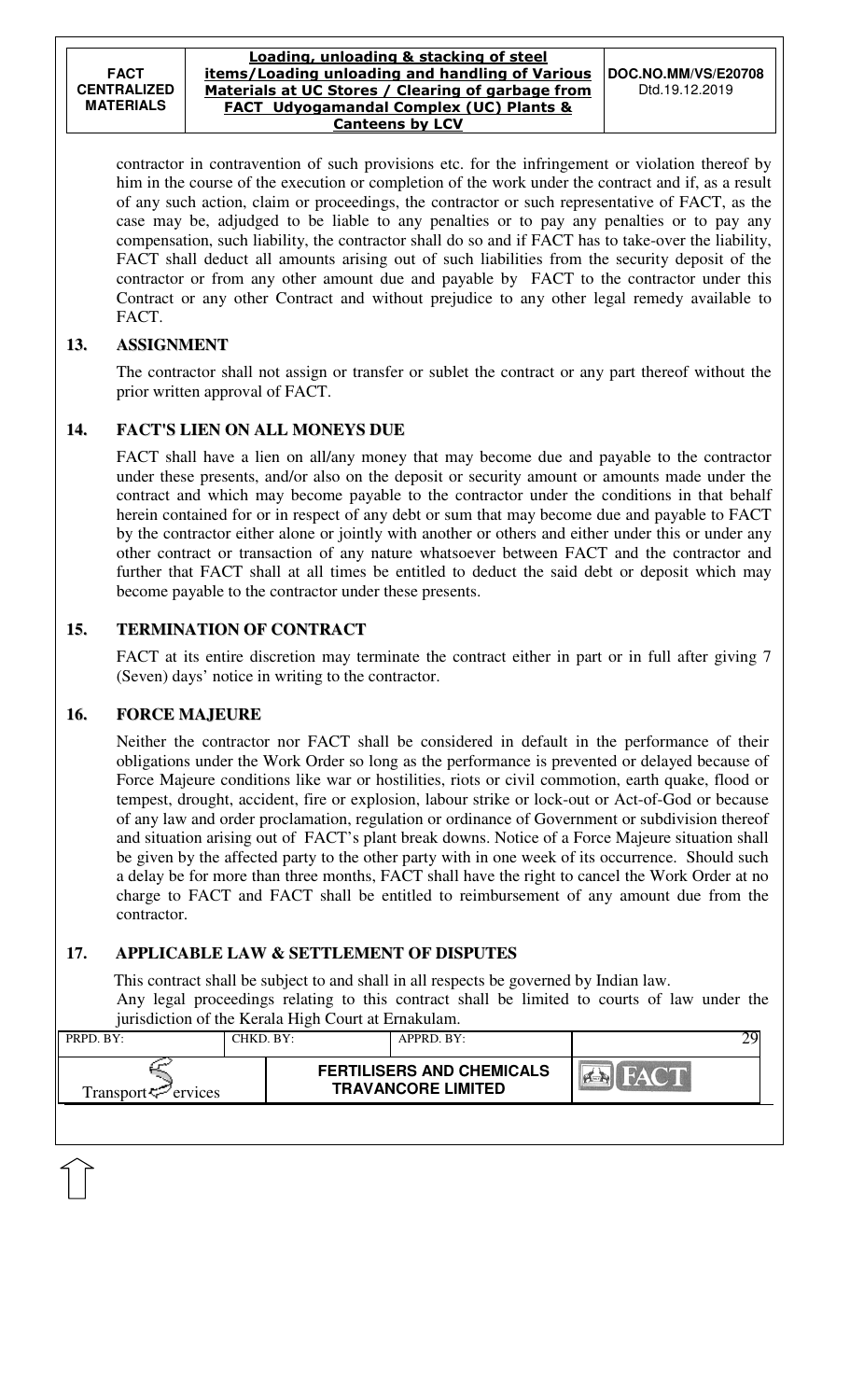contractor in contravention of such provisions etc. for the infringement or violation thereof by him in the course of the execution or completion of the work under the contract and if, as a result of any such action, claim or proceedings, the contractor or such representative of FACT, as the case may be, adjudged to be liable to any penalties or to pay any penalties or to pay any compensation, such liability, the contractor shall do so and if FACT has to take-over the liability, FACT shall deduct all amounts arising out of such liabilities from the security deposit of the contractor or from any other amount due and payable by FACT to the contractor under this Contract or any other Contract and without prejudice to any other legal remedy available to FACT.

## 13. ASSIGNMENT

The contractor shall not assign or transfer or sublet the contract or any part thereof without the prior written approval of FACT.

## 14. FACT'S LIEN ON ALL MONEYS DUE

FACT shall have a lien on all/any money that may become due and payable to the contractor under these presents, and/or also on the deposit or security amount or amounts made under the contract and which may become payable to the contractor under the conditions in that behalf herein contained for or in respect of any debt or sum that may become due and payable to FACT by the contractor either alone or jointly with another or others and either under this or under any other contract or transaction of any nature whatsoever between FACT and the contractor and further that FACT shall at all times be entitled to deduct the said debt or deposit which may become payable to the contractor under these presents.

## 15. TERMINATION OF CONTRACT

FACT at its entire discretion may terminate the contract either in part or in full after giving 7 (Seven) days' notice in writing to the contractor.

## 16. FORCE MAJEURE

Neither the contractor nor FACT shall be considered in default in the performance of their obligations under the Work Order so long as the performance is prevented or delayed because of Force Majeure conditions like war or hostilities, riots or civil commotion, earth quake, flood or tempest, drought, accident, fire or explosion, labour strike or lock-out or Act-of-God or because of any law and order proclamation, regulation or ordinance of Government or subdivision thereof and situation arising out of FACT's plant break downs. Notice of a Force Majeure situation shall be given by the affected party to the other party with in one week of its occurrence. Should such a delay be for more than three months, FACT shall have the right to cancel the Work Order at no charge to FACT and FACT shall be entitled to reimbursement of any amount due from the contractor.

## 17. APPLICABLE LAW & SETTLEMENT OF DISPUTES

This contract shall be subject to and shall in all respects be governed by Indian law.

Any legal proceedings relating to this contract shall be limited to courts of law under the jurisdiction of the Kerala High Court at Ernakulam.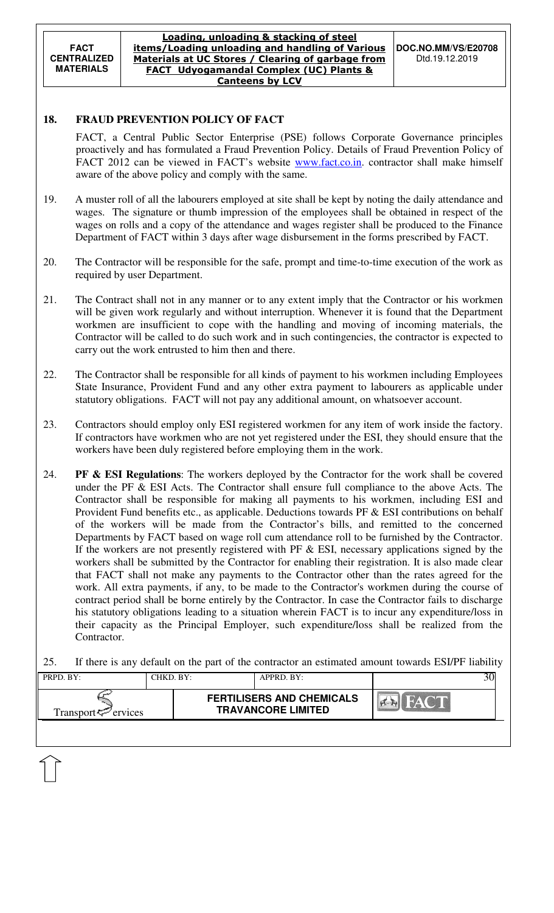## 18. FRAUD PREVENTION POLICY OF FACT

FACT, a Central Public Sector Enterprise (PSE) follows Corporate Governance principles proactively and has formulated a Fraud Prevention Policy. Details of Fraud Prevention Policy of FACT 2012 can be viewed in FACT's website www.fact.co.in. contractor shall make himself aware of the above policy and comply with the same.

19. A muster roll of all the labourers employed at site shall be kept by noting the daily attendance and wages. The signature or thumb impression of the employees shall be obtained in respect of the wages on rolls and a copy of the attendance and wages register shall be produced to the Finance Department of FACT within 3 days after wage disbursement in the forms prescribed by FACT.

20. The Contractor will be responsible for the safe, prompt and time-to-time execution of the work as required by user Department.

21. The Contract shall not in any manner or to any extent imply that the Contractor or his workmen will be given work regularly and without interruption. Whenever it is found that the Department workmen are insufficient to cope with the handling and moving of incoming materials, the Contractor will be called to do such work and in such contingencies, the contractor is expected to carry out the work entrusted to him then and there.

22. The Contractor shall be responsible for all kinds of payment to his workmen including Employees State Insurance, Provident Fund and any other extra payment to labourers as applicable under statutory obligations. FACT will not pay any additional amount, on whatsoever account.

23. Contractors should employ only ESI registered workmen for any item of work inside the factory. If contractors have workmen who are not yet registered under the ESI, they should ensure that the workers have been duly registered before employing them in the work.

24. **PF & ESI Regulations**: The workers deployed by the Contractor for the work shall be covered under the PF & ESI Acts. The Contractor shall ensure full compliance to the above Acts. The Contractor shall be responsible for making all payments to his workmen, including ESI and Provident Fund benefits etc., as applicable. Deductions towards PF & ESI contributions on behalf of the workers will be made from the Contractor's bills, and remitted to the concerned Departments by FACT based on wage roll cum attendance roll to be furnished by the Contractor. If the workers are not presently registered with PF & ESI, necessary applications signed by the workers shall be submitted by the Contractor for enabling their registration. It is also made clear that FACT shall not make any payments to the Contractor other than the rates agreed for the work. All extra payments, if any, to be made to the Contractor's workmen during the course of contract period shall be borne entirely by the Contractor. In case the Contractor fails to discharge his statutory obligations leading to a situation wherein FACT is to incur any expenditure/loss in their capacity as the Principal Employer, such expenditure/loss shall be realized from the Contractor.

25. If there is any default on the part of the contractor an estimated amount towards ESI/PF liability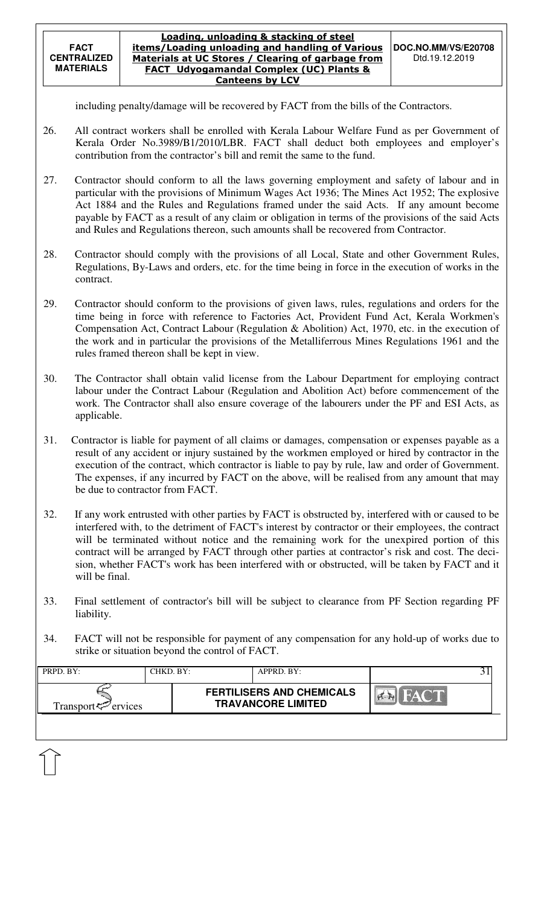including penalty/damage will be recovered by FACT from the bills of the Contractors.

26. All contract workers shall be enrolled with Kerala Labour Welfare Fund as per Government of Kerala Order No.3989/B1/2010/LBR. FACT shall deduct both employees and employer's contribution from the contractor's bill and remit the same to the fund.

27. Contractor should conform to all the laws governing employment and safety of labour and in particular with the provisions of Minimum Wages Act 1936; The Mines Act 1952; The explosive Act 1884 and the Rules and Regulations framed under the said Acts. If any amount become payable by FACT as a result of any claim or obligation in terms of the provisions of the said Acts and Rules and Regulations thereon, such amounts shall be recovered from Contractor.

28. Contractor should comply with the provisions of all Local, State and other Government Rules, Regulations, By-Laws and orders, etc. for the time being in force in the execution of works in the contract.

29. Contractor should conform to the provisions of given laws, rules, regulations and orders for the time being in force with reference to Factories Act, Provident Fund Act, Kerala Workmen's Compensation Act, Contract Labour (Regulation & Abolition) Act, 1970, etc. in the execution of the work and in particular the provisions of the Metalliferrous Mines Regulations 1961 and the rules framed thereon shall be kept in view.

30. The Contractor shall obtain valid license from the Labour Department for employing contract labour under the Contract Labour (Regulation and Abolition Act) before commencement of the work. The Contractor shall also ensure coverage of the labourers under the PF and ESI Acts, as applicable.

31. Contractor is liable for payment of all claims or damages, compensation or expenses payable as a result of any accident or injury sustained by the workmen employed or hired by contractor in the execution of the contract, which contractor is liable to pay by rule, law and order of Government. The expenses, if any incurred by FACT on the above, will be realised from any amount that may be due to contractor from FACT.

32. If any work entrusted with other parties by FACT is obstructed by, interfered with or caused to be interfered with, to the detriment of FACT's interest by contractor or their employees, the contract will be terminated without notice and the remaining work for the unexpired portion of this contract will be arranged by FACT through other parties at contractor's risk and cost. The decision, whether FACT's work has been interfered with or obstructed, will be taken by FACT and it will be final.

33. Final settlement of contractor's bill will be subject to clearance from PF Section regarding PF liability.

34. FACT will not be responsible for payment of any compensation for any hold-up of works due to strike or situation beyond the control of FACT.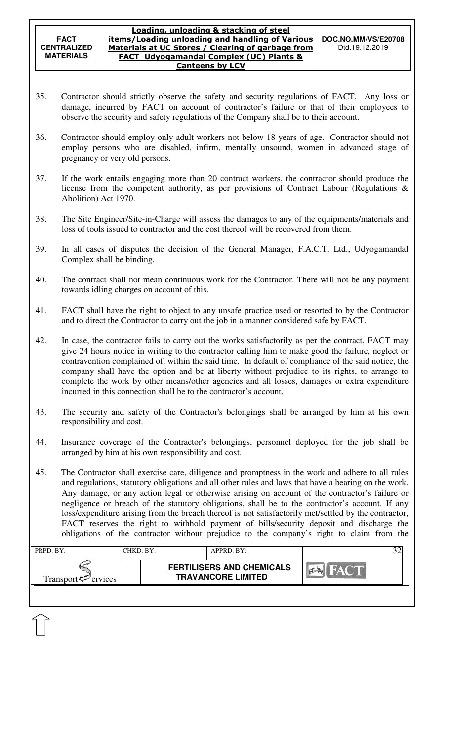35. Contractor should strictly observe the safety and security regulations of FACT. Any loss or damage, incurred by FACT on account of contractor's failure or that of their employees to observe the security and safety regulations of the Company shall be to their account.

36. Contractor should employ only adult workers not below 18 years of age. Contractor should not employ persons who are disabled, infirm, mentally unsound, women in advanced stage of pregnancy or very old persons.

37. If the work entails engaging more than 20 contract workers, the contractor should produce the license from the competent authority, as per provisions of Contract Labour (Regulations & Abolition) Act 1970.

38. The Site Engineer/Site-in-Charge will assess the damages to any of the equipments/materials and loss of tools issued to contractor and the cost thereof will be recovered from them.

39. In all cases of disputes the decision of the General Manager, F.A.C.T. Ltd., Udyogamandal Complex shall be binding.

40. The contract shall not mean continuous work for the Contractor. There will not be any payment towards idling charges on account of this.

41. FACT shall have the right to object to any unsafe practice used or resorted to by the Contractor and to direct the Contractor to carry out the job in a manner considered safe by FACT.

42. In case, the contractor fails to carry out the works satisfactorily as per the contract, FACT may give 24 hours notice in writing to the contractor calling him to make good the failure, neglect or contravention complained of, within the said time. In default of compliance of the said notice, the company shall have the option and be at liberty without prejudice to its rights, to arrange to complete the work by other means/other agencies and all losses, damages or extra expenditure incurred in this connection shall be to the contractor's account.

43. The security and safety of the Contractor's belongings shall be arranged by him at his own responsibility and cost.

44. Insurance coverage of the Contractor's belongings, personnel deployed for the job shall be arranged by him at his own responsibility and cost.

45. The Contractor shall exercise care, diligence and promptness in the work and adhere to all rules and regulations, statutory obligations and all other rules and laws that have a bearing on the work. Any damage, or any action legal or otherwise arising on account of the contractor's failure or negligence or breach of the statutory obligations, shall be to the contractor's account. If any loss/expenditure arising from the breach thereof is not satisfactorily met/settled by the contractor, FACT reserves the right to withhold payment of bills/security deposit and discharge the obligations of the contractor without prejudice to the company's right to claim from the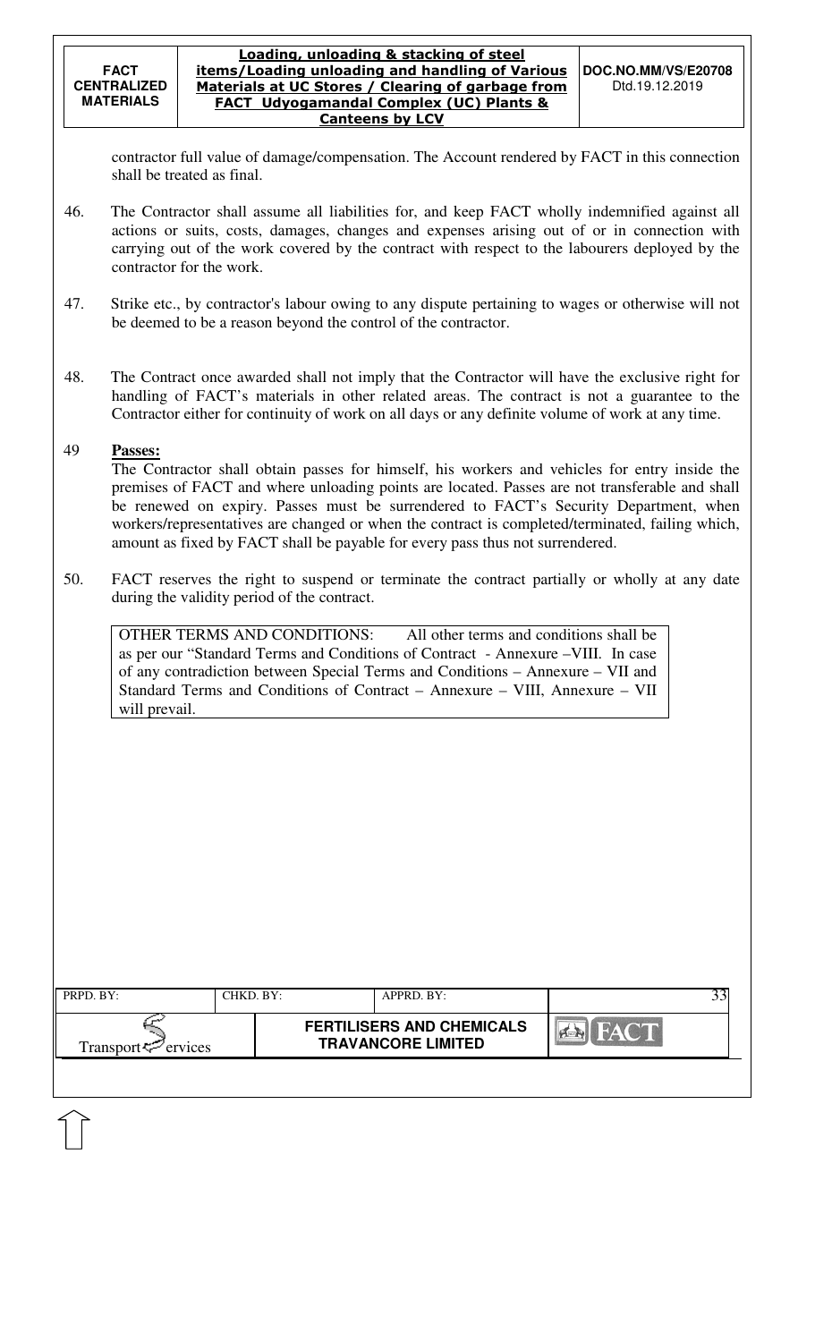contractor full value of damage/compensation. The Account rendered by FACT in this connection shall be treated as final.

46. The Contractor shall assume all liabilities for, and keep FACT wholly indemnified against all actions or suits, costs, damages, changes and expenses arising out of or in connection with carrying out of the work covered by the contract with respect to the labourers deployed by the contractor for the work.

47. Strike etc., by contractor's labour owing to any dispute pertaining to wages or otherwise will not be deemed to be a reason beyond the control of the contractor.

48. The Contract once awarded shall not imply that the Contractor will have the exclusive right for handling of FACT's materials in other related areas. The contract is not a guarantee to the Contractor either for continuity of work on all days or any definite volume of work at any time.

49 **Passes:**

The Contractor shall obtain passes for himself, his workers and vehicles for entry inside the premises of FACT and where unloading points are located. Passes are not transferable and shall be renewed on expiry. Passes must be surrendered to FACT's Security Department, when workers/representatives are changed or when the contract is completed/terminated, failing which, amount as fixed by FACT shall be payable for every pass thus not surrendered.

50. FACT reserves the right to suspend or terminate the contract partially or wholly at any date during the validity period of the contract.

OTHER TERMS AND CONDITIONS: All other terms and conditions shall be as per our "Standard Terms and Conditions of Contract - Annexure –VIII. In case of any contradiction between Special Terms and Conditions – Annexure – VII and Standard Terms and Conditions of Contract – Annexure – VIII, Annexure – VII will prevail.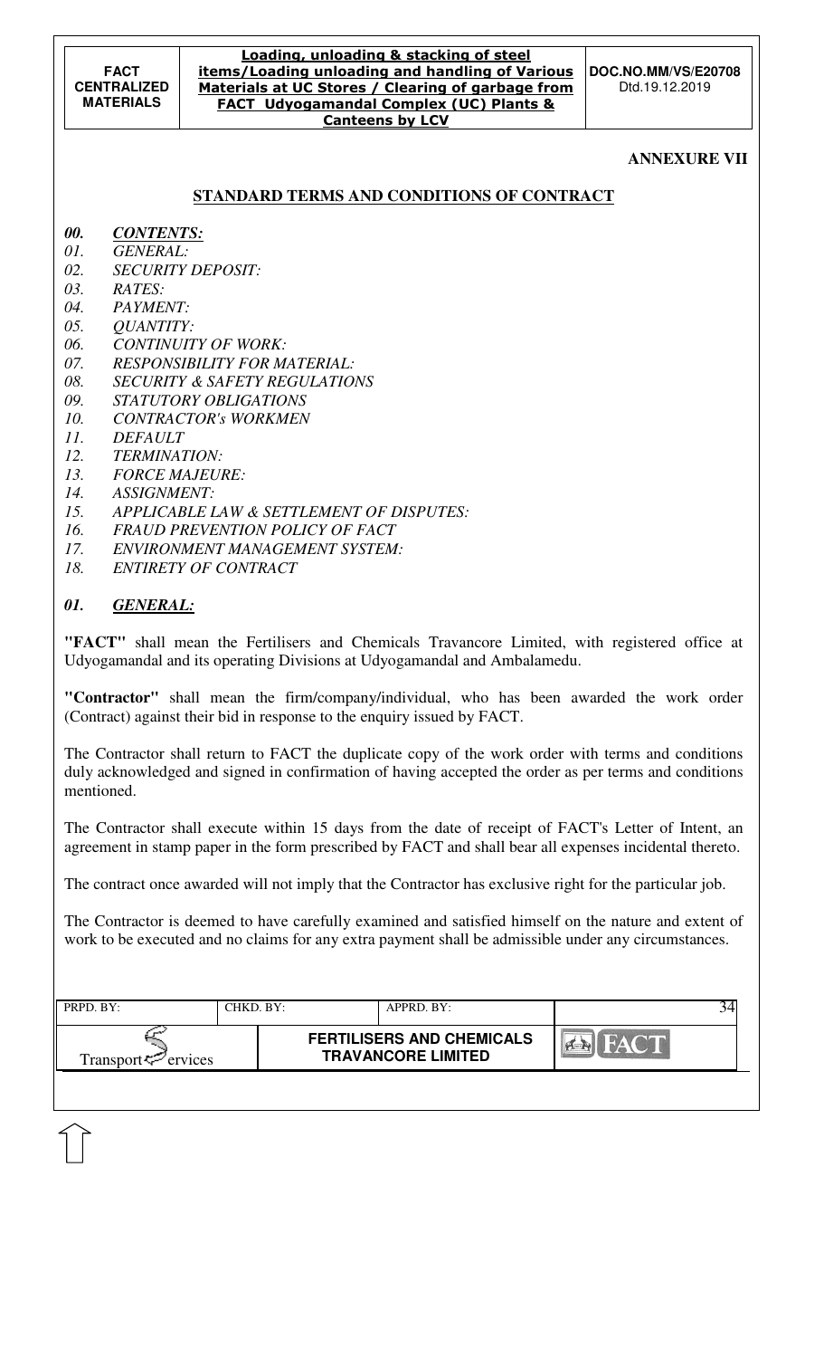**ANNEXURE VII**

## STANDARD TERMS AND CONDITIONS OF CONTRACT

***00. CONTENTS:***

*01. GENERAL:*
*02. SECURITY DEPOSIT:*
*03. RATES:*
*04. PAYMENT:*
*05. QUANTITY:*
*06. CONTINUITY OF WORK:*
*07. RESPONSIBILITY FOR MATERIAL:*
*08. SECURITY & SAFETY REGULATIONS*
*09. STATUTORY OBLIGATIONS*
*10. CONTRACTOR's WORKMEN*
*11. DEFAULT*
*12. TERMINATION:*
*13. FORCE MAJEURE:*
*14. ASSIGNMENT:*
*15. APPLICABLE LAW & SETTLEMENT OF DISPUTES:*
*16. FRAUD PREVENTION POLICY OF FACT*
*17. ENVIRONMENT MANAGEMENT SYSTEM:*
*18. ENTIRETY OF CONTRACT*

### *01. GENERAL:*

**"FACT"** shall mean the Fertilisers and Chemicals Travancore Limited, with registered office at Udyogamandal and its operating Divisions at Udyogamandal and Ambalamedu.

**"Contractor"** shall mean the firm/company/individual, who has been awarded the work order (Contract) against their bid in response to the enquiry issued by FACT.

The Contractor shall return to FACT the duplicate copy of the work order with terms and conditions duly acknowledged and signed in confirmation of having accepted the order as per terms and conditions mentioned.

The Contractor shall execute within 15 days from the date of receipt of FACT's Letter of Intent, an agreement in stamp paper in the form prescribed by FACT and shall bear all expenses incidental thereto.

The contract once awarded will not imply that the Contractor has exclusive right for the particular job.

The Contractor is deemed to have carefully examined and satisfied himself on the nature and extent of work to be executed and no claims for any extra payment shall be admissible under any circumstances.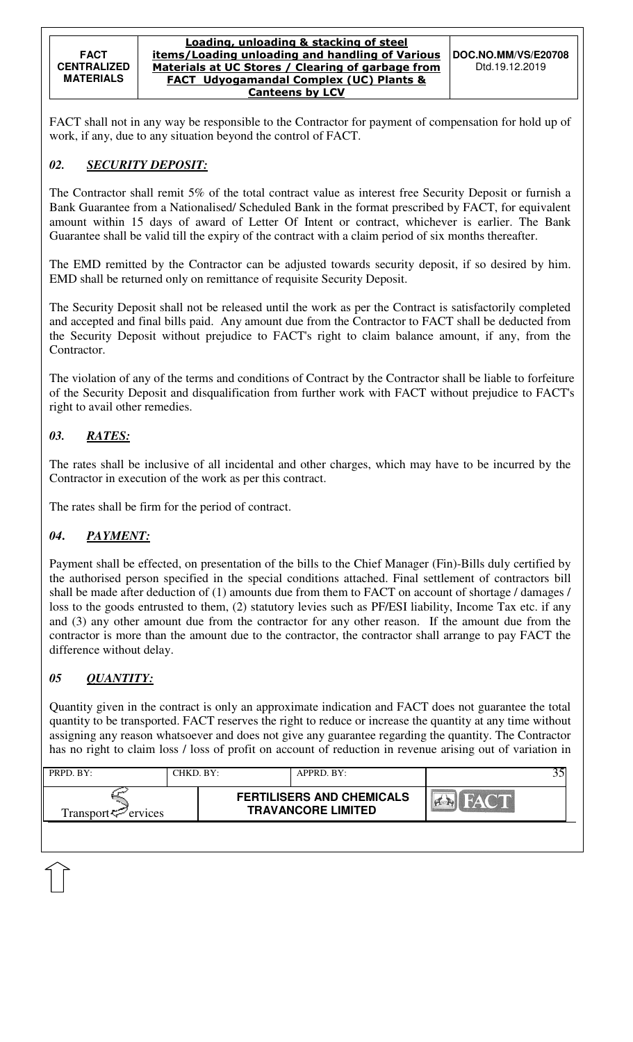FACT shall not in any way be responsible to the Contractor for payment of compensation for hold up of work, if any, due to any situation beyond the control of FACT.

## *02. SECURITY DEPOSIT:*

The Contractor shall remit 5% of the total contract value as interest free Security Deposit or furnish a Bank Guarantee from a Nationalised/ Scheduled Bank in the format prescribed by FACT, for equivalent amount within 15 days of award of Letter Of Intent or contract, whichever is earlier. The Bank Guarantee shall be valid till the expiry of the contract with a claim period of six months thereafter.

The EMD remitted by the Contractor can be adjusted towards security deposit, if so desired by him. EMD shall be returned only on remittance of requisite Security Deposit.

The Security Deposit shall not be released until the work as per the Contract is satisfactorily completed and accepted and final bills paid. Any amount due from the Contractor to FACT shall be deducted from the Security Deposit without prejudice to FACT's right to claim balance amount, if any, from the Contractor.

The violation of any of the terms and conditions of Contract by the Contractor shall be liable to forfeiture of the Security Deposit and disqualification from further work with FACT without prejudice to FACT's right to avail other remedies.

## *03. RATES:*

The rates shall be inclusive of all incidental and other charges, which may have to be incurred by the Contractor in execution of the work as per this contract.

The rates shall be firm for the period of contract.

## *04. PAYMENT:*

Payment shall be effected, on presentation of the bills to the Chief Manager (Fin)-Bills duly certified by the authorised person specified in the special conditions attached. Final settlement of contractors bill shall be made after deduction of (1) amounts due from them to FACT on account of shortage / damages / loss to the goods entrusted to them, (2) statutory levies such as PF/ESI liability, Income Tax etc. if any and (3) any other amount due from the contractor for any other reason. If the amount due from the contractor is more than the amount due to the contractor, the contractor shall arrange to pay FACT the difference without delay.

## *05 QUANTITY:*

Quantity given in the contract is only an approximate indication and FACT does not guarantee the total quantity to be transported. FACT reserves the right to reduce or increase the quantity at any time without assigning any reason whatsoever and does not give any guarantee regarding the quantity. The Contractor has no right to claim loss / loss of profit on account of reduction in revenue arising out of variation in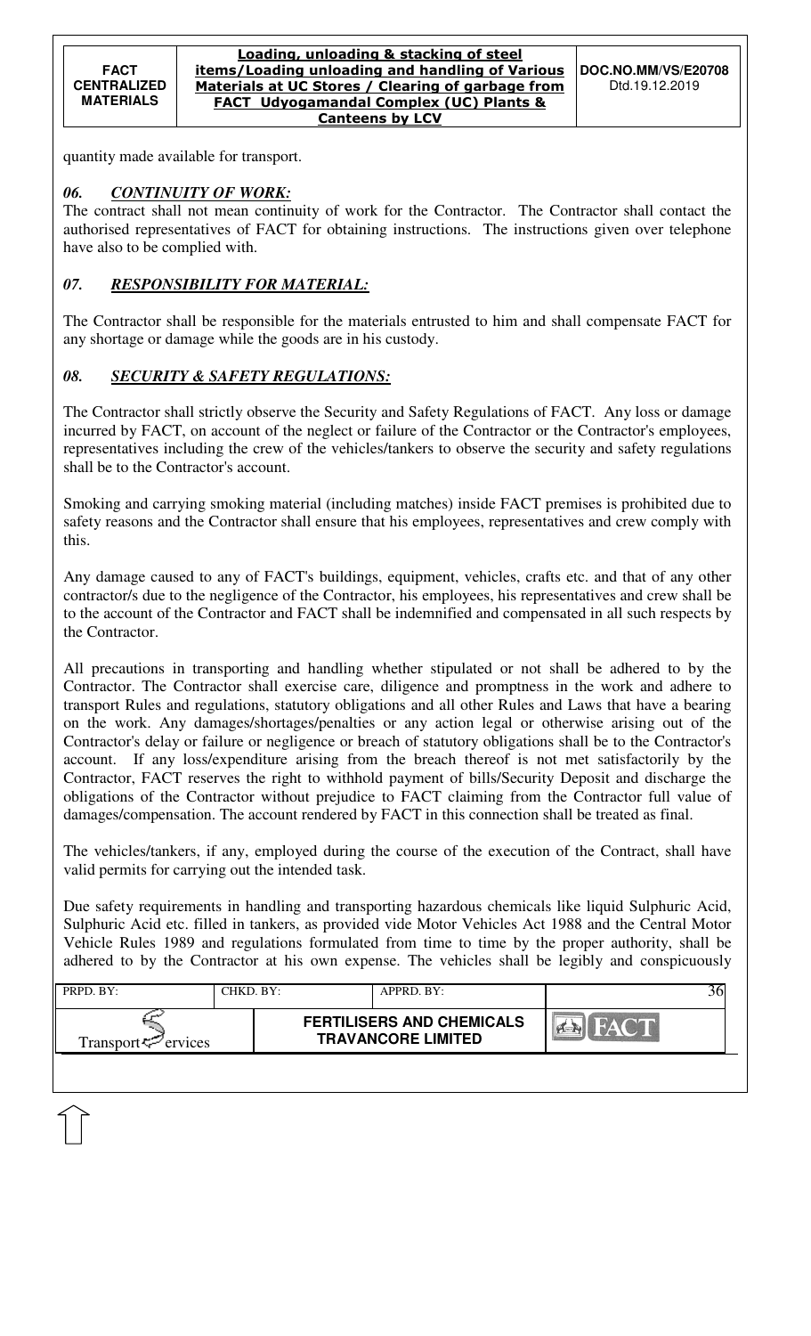quantity made available for transport.

### *06. CONTINUITY OF WORK:*

The contract shall not mean continuity of work for the Contractor. The Contractor shall contact the authorised representatives of FACT for obtaining instructions. The instructions given over telephone have also to be complied with.

### *07. RESPONSIBILITY FOR MATERIAL:*

The Contractor shall be responsible for the materials entrusted to him and shall compensate FACT for any shortage or damage while the goods are in his custody.

### *08. SECURITY & SAFETY REGULATIONS:*

The Contractor shall strictly observe the Security and Safety Regulations of FACT. Any loss or damage incurred by FACT, on account of the neglect or failure of the Contractor or the Contractor's employees, representatives including the crew of the vehicles/tankers to observe the security and safety regulations shall be to the Contractor's account.

Smoking and carrying smoking material (including matches) inside FACT premises is prohibited due to safety reasons and the Contractor shall ensure that his employees, representatives and crew comply with this.

Any damage caused to any of FACT's buildings, equipment, vehicles, crafts etc. and that of any other contractor/s due to the negligence of the Contractor, his employees, his representatives and crew shall be to the account of the Contractor and FACT shall be indemnified and compensated in all such respects by the Contractor.

All precautions in transporting and handling whether stipulated or not shall be adhered to by the Contractor. The Contractor shall exercise care, diligence and promptness in the work and adhere to transport Rules and regulations, statutory obligations and all other Rules and Laws that have a bearing on the work. Any damages/shortages/penalties or any action legal or otherwise arising out of the Contractor's delay or failure or negligence or breach of statutory obligations shall be to the Contractor's account. If any loss/expenditure arising from the breach thereof is not met satisfactorily by the Contractor, FACT reserves the right to withhold payment of bills/Security Deposit and discharge the obligations of the Contractor without prejudice to FACT claiming from the Contractor full value of damages/compensation. The account rendered by FACT in this connection shall be treated as final.

The vehicles/tankers, if any, employed during the course of the execution of the Contract, shall have valid permits for carrying out the intended task.

Due safety requirements in handling and transporting hazardous chemicals like liquid Sulphuric Acid, Sulphuric Acid etc. filled in tankers, as provided vide Motor Vehicles Act 1988 and the Central Motor Vehicle Rules 1989 and regulations formulated from time to time by the proper authority, shall be adhered to by the Contractor at his own expense. The vehicles shall be legibly and conspicuously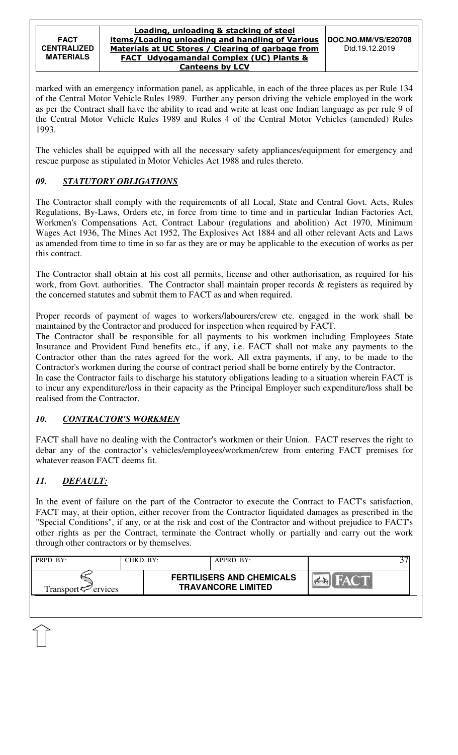marked with an emergency information panel, as applicable, in each of the three places as per Rule 134 of the Central Motor Vehicle Rules 1989. Further any person driving the vehicle employed in the work as per the Contract shall have the ability to read and write at least one Indian language as per rule 9 of the Central Motor Vehicle Rules 1989 and Rules 4 of the Central Motor Vehicles (amended) Rules 1993.

The vehicles shall be equipped with all the necessary safety appliances/equipment for emergency and rescue purpose as stipulated in Motor Vehicles Act 1988 and rules thereto.

## *09. STATUTORY OBLIGATIONS*

The Contractor shall comply with the requirements of all Local, State and Central Govt. Acts, Rules Regulations, By-Laws, Orders etc, in force from time to time and in particular Indian Factories Act, Workmen's Compensations Act, Contract Labour (regulations and abolition) Act 1970, Minimum Wages Act 1936, The Mines Act 1952, The Explosives Act 1884 and all other relevant Acts and Laws as amended from time to time in so far as they are or may be applicable to the execution of works as per this contract.

The Contractor shall obtain at his cost all permits, license and other authorisation, as required for his work, from Govt. authorities. The Contractor shall maintain proper records & registers as required by the concerned statutes and submit them to FACT as and when required.

Proper records of payment of wages to workers/labourers/crew etc. engaged in the work shall be maintained by the Contractor and produced for inspection when required by FACT.

The Contractor shall be responsible for all payments to his workmen including Employees State Insurance and Provident Fund benefits etc., if any, i.e. FACT shall not make any payments to the Contractor other than the rates agreed for the work. All extra payments, if any, to be made to the Contractor's workmen during the course of contract period shall be borne entirely by the Contractor.

In case the Contractor fails to discharge his statutory obligations leading to a situation wherein FACT is to incur any expenditure/loss in their capacity as the Principal Employer such expenditure/loss shall be realised from the Contractor.

## *10. CONTRACTOR'S WORKMEN*

FACT shall have no dealing with the Contractor's workmen or their Union. FACT reserves the right to debar any of the contractor's vehicles/employees/workmen/crew from entering FACT premises for whatever reason FACT deems fit.

## *11. DEFAULT:*

In the event of failure on the part of the Contractor to execute the Contract to FACT's satisfaction, FACT may, at their option, either recover from the Contractor liquidated damages as prescribed in the "Special Conditions", if any, or at the risk and cost of the Contractor and without prejudice to FACT's other rights as per the Contract, terminate the Contract wholly or partially and carry out the work through other contractors or by themselves.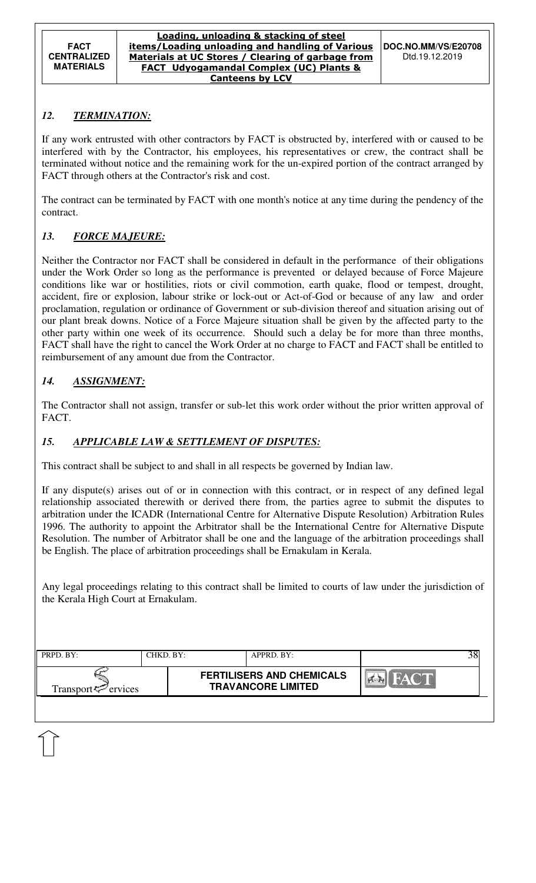## *12. TERMINATION:*

If any work entrusted with other contractors by FACT is obstructed by, interfered with or caused to be interfered with by the Contractor, his employees, his representatives or crew, the contract shall be terminated without notice and the remaining work for the un-expired portion of the contract arranged by FACT through others at the Contractor's risk and cost.

The contract can be terminated by FACT with one month's notice at any time during the pendency of the contract.

## *13. FORCE MAJEURE:*

Neither the Contractor nor FACT shall be considered in default in the performance of their obligations under the Work Order so long as the performance is prevented or delayed because of Force Majeure conditions like war or hostilities, riots or civil commotion, earth quake, flood or tempest, drought, accident, fire or explosion, labour strike or lock-out or Act-of-God or because of any law and order proclamation, regulation or ordinance of Government or sub-division thereof and situation arising out of our plant break downs. Notice of a Force Majeure situation shall be given by the affected party to the other party within one week of its occurrence. Should such a delay be for more than three months, FACT shall have the right to cancel the Work Order at no charge to FACT and FACT shall be entitled to reimbursement of any amount due from the Contractor.

## *14. ASSIGNMENT:*

The Contractor shall not assign, transfer or sub-let this work order without the prior written approval of FACT.

## *15. APPLICABLE LAW & SETTLEMENT OF DISPUTES:*

This contract shall be subject to and shall in all respects be governed by Indian law.

If any dispute(s) arises out of or in connection with this contract, or in respect of any defined legal relationship associated therewith or derived there from, the parties agree to submit the disputes to arbitration under the ICADR (International Centre for Alternative Dispute Resolution) Arbitration Rules 1996. The authority to appoint the Arbitrator shall be the International Centre for Alternative Dispute Resolution. The number of Arbitrator shall be one and the language of the arbitration proceedings shall be English. The place of arbitration proceedings shall be Ernakulam in Kerala.

Any legal proceedings relating to this contract shall be limited to courts of law under the jurisdiction of the Kerala High Court at Ernakulam.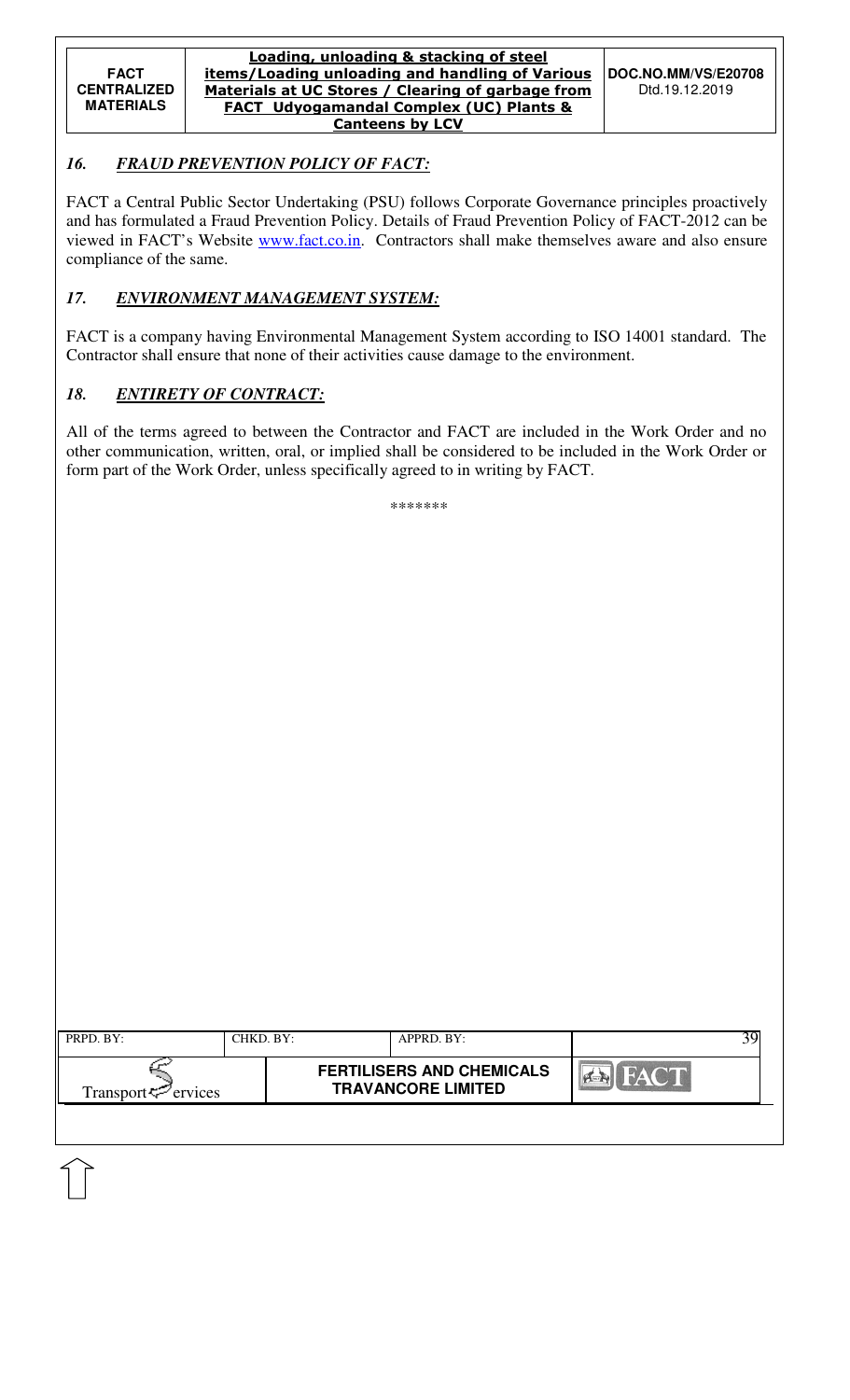## *16. FRAUD PREVENTION POLICY OF FACT:*

FACT a Central Public Sector Undertaking (PSU) follows Corporate Governance principles proactively and has formulated a Fraud Prevention Policy. Details of Fraud Prevention Policy of FACT-2012 can be viewed in FACT's Website www.fact.co.in. Contractors shall make themselves aware and also ensure compliance of the same.

## *17. ENVIRONMENT MANAGEMENT SYSTEM:*

FACT is a company having Environmental Management System according to ISO 14001 standard. The Contractor shall ensure that none of their activities cause damage to the environment.

## *18. ENTIRETY OF CONTRACT:*

All of the terms agreed to between the Contractor and FACT are included in the Work Order and no other communication, written, oral, or implied shall be considered to be included in the Work Order or form part of the Work Order, unless specifically agreed to in writing by FACT.

\*\*\*\*\*\*\*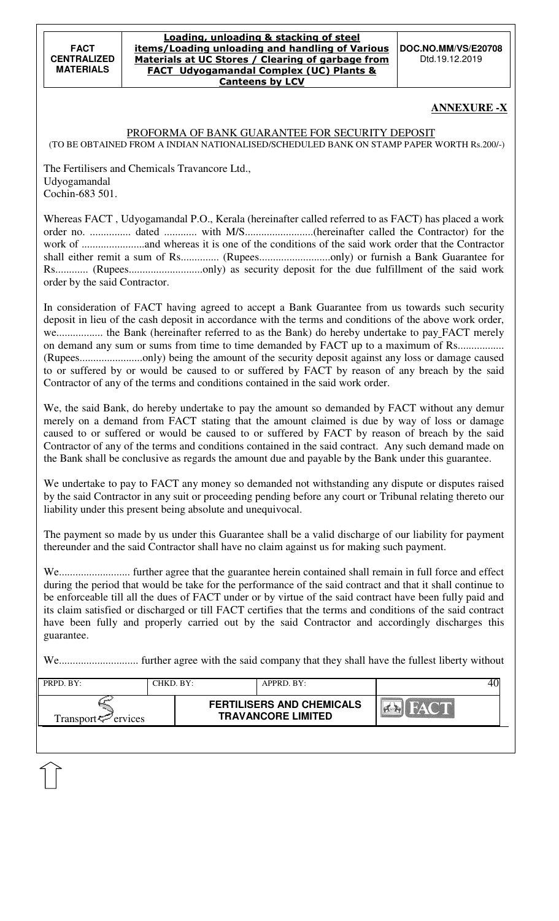## ANNEXURE -X

PROFORMA OF BANK GUARANTEE FOR SECURITY DEPOSIT
(TO BE OBTAINED FROM A INDIAN NATIONALISED/SCHEDULED BANK ON STAMP PAPER WORTH Rs.200/-)

The Fertilisers and Chemicals Travancore Ltd.,
Udyogamandal
Cochin-683 501.

Whereas FACT , Udyogamandal P.O., Kerala (hereinafter called referred to as FACT) has placed a work order no. ............... dated ............ with M/S.........................(hereinafter called the Contractor) for the work of .......................and whereas it is one of the conditions of the said work order that the Contractor shall either remit a sum of Rs.............. (Rupees..........................only) or furnish a Bank Guarantee for Rs............ (Rupees...........................only) as security deposit for the due fulfillment of the said work order by the said Contractor.

In consideration of FACT having agreed to accept a Bank Guarantee from us towards such security deposit in lieu of the cash deposit in accordance with the terms and conditions of the above work order, we................. the Bank (hereinafter referred to as the Bank) do hereby undertake to pay FACT merely on demand any sum or sums from time to time demanded by FACT up to a maximum of Rs................ (Rupees.......................only) being the amount of the security deposit against any loss or damage caused to or suffered by or would be caused to or suffered by FACT by reason of any breach by the said Contractor of any of the terms and conditions contained in the said work order.

We, the said Bank, do hereby undertake to pay the amount so demanded by FACT without any demur merely on a demand from FACT stating that the amount claimed is due by way of loss or damage caused to or suffered or would be caused to or suffered by FACT by reason of breach by the said Contractor of any of the terms and conditions contained in the said contract. Any such demand made on the Bank shall be conclusive as regards the amount due and payable by the Bank under this guarantee.

We undertake to pay to FACT any money so demanded not withstanding any dispute or disputes raised by the said Contractor in any suit or proceeding pending before any court or Tribunal relating thereto our liability under this present being absolute and unequivocal.

The payment so made by us under this Guarantee shall be a valid discharge of our liability for payment thereunder and the said Contractor shall have no claim against us for making such payment.

We.......................... further agree that the guarantee herein contained shall remain in full force and effect during the period that would be take for the performance of the said contract and that it shall continue to be enforceable till all the dues of FACT under or by virtue of the said contract have been fully paid and its claim satisfied or discharged or till FACT certifies that the terms and conditions of the said contract have been fully and properly carried out by the said Contractor and accordingly discharges this guarantee.

We............................. further agree with the said company that they shall have the fullest liberty without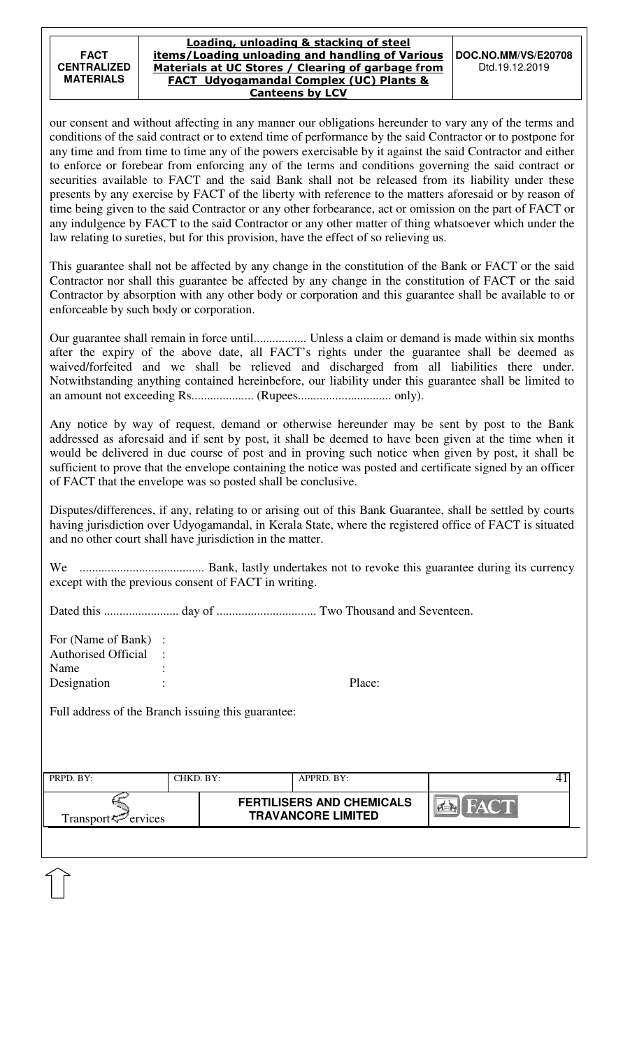our consent and without affecting in any manner our obligations hereunder to vary any of the terms and conditions of the said contract or to extend time of performance by the said Contractor or to postpone for any time and from time to time any of the powers exercisable by it against the said Contractor and either to enforce or forebear from enforcing any of the terms and conditions governing the said contract or securities available to FACT and the said Bank shall not be released from its liability under these presents by any exercise by FACT of the liberty with reference to the matters aforesaid or by reason of time being given to the said Contractor or any other forbearance, act or omission on the part of FACT or any indulgence by FACT to the said Contractor or any other matter of thing whatsoever which under the law relating to sureties, but for this provision, have the effect of so relieving us.

This guarantee shall not be affected by any change in the constitution of the Bank or FACT or the said Contractor nor shall this guarantee be affected by any change in the constitution of FACT or the said Contractor by absorption with any other body or corporation and this guarantee shall be available to or enforceable by such body or corporation.

Our guarantee shall remain in force until................. Unless a claim or demand is made within six months after the expiry of the above date, all FACT's rights under the guarantee shall be deemed as waived/forfeited and we shall be relieved and discharged from all liabilities there under. Notwithstanding anything contained hereinbefore, our liability under this guarantee shall be limited to an amount not exceeding Rs.................... (Rupees.............................. only).

Any notice by way of request, demand or otherwise hereunder may be sent by post to the Bank addressed as aforesaid and if sent by post, it shall be deemed to have been given at the time when it would be delivered in due course of post and in proving such notice when given by post, it shall be sufficient to prove that the envelope containing the notice was posted and certificate signed by an officer of FACT that the envelope was so posted shall be conclusive.

Disputes/differences, if any, relating to or arising out of this Bank Guarantee, shall be settled by courts having jurisdiction over Udyogamandal, in Kerala State, where the registered office of FACT is situated and no other court shall have jurisdiction in the matter.

We ........................................ Bank, lastly undertakes not to revoke this guarantee during its currency except with the previous consent of FACT in writing.

Dated this ........................ day of ................................ Two Thousand and Seventeen.

For (Name of Bank) :
Authorised Official :
Name :
Designation : Place:

Full address of the Branch issuing this guarantee: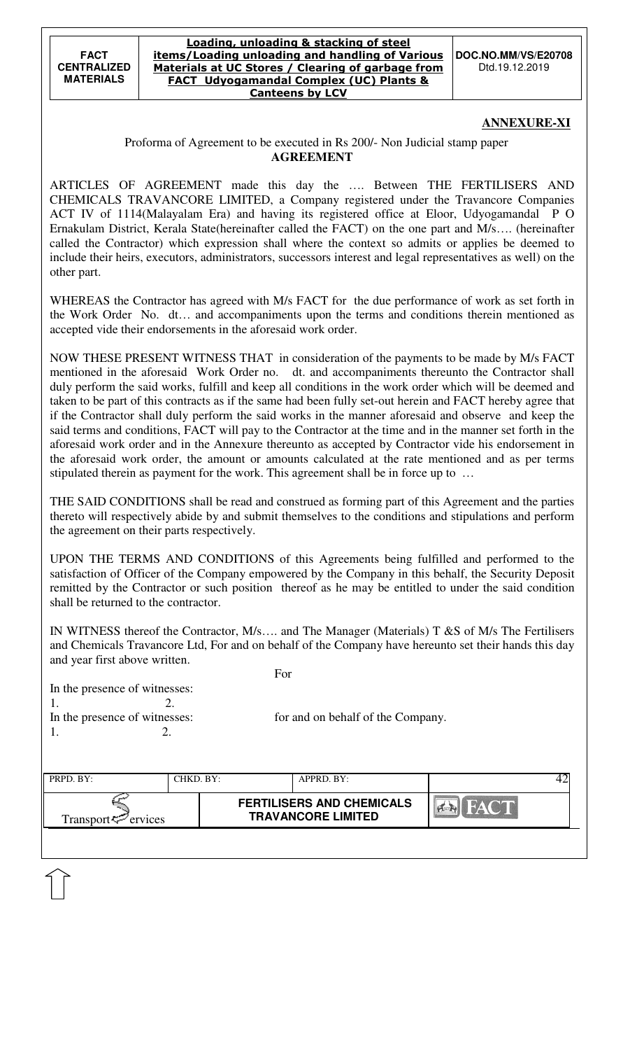## ANNEXURE-XI

Proforma of Agreement to be executed in Rs 200/- Non Judicial stamp paper

**AGREEMENT**

ARTICLES OF AGREEMENT made this day the …. Between THE FERTILISERS AND CHEMICALS TRAVANCORE LIMITED, a Company registered under the Travancore Companies ACT IV of 1114(Malayalam Era) and having its registered office at Eloor, Udyogamandal P O Ernakulam District, Kerala State(hereinafter called the FACT) on the one part and M/s…. (hereinafter called the Contractor) which expression shall where the context so admits or applies be deemed to include their heirs, executors, administrators, successors interest and legal representatives as well) on the other part.

WHEREAS the Contractor has agreed with M/s FACT for the due performance of work as set forth in the Work Order No. dt… and accompaniments upon the terms and conditions therein mentioned as accepted vide their endorsements in the aforesaid work order.

NOW THESE PRESENT WITNESS THAT in consideration of the payments to be made by M/s FACT mentioned in the aforesaid Work Order no. dt. and accompaniments thereunto the Contractor shall duly perform the said works, fulfill and keep all conditions in the work order which will be deemed and taken to be part of this contracts as if the same had been fully set-out herein and FACT hereby agree that if the Contractor shall duly perform the said works in the manner aforesaid and observe and keep the said terms and conditions, FACT will pay to the Contractor at the time and in the manner set forth in the aforesaid work order and in the Annexure thereunto as accepted by Contractor vide his endorsement in the aforesaid work order, the amount or amounts calculated at the rate mentioned and as per terms stipulated therein as payment for the work. This agreement shall be in force up to …

THE SAID CONDITIONS shall be read and construed as forming part of this Agreement and the parties thereto will respectively abide by and submit themselves to the conditions and stipulations and perform the agreement on their parts respectively.

UPON THE TERMS AND CONDITIONS of this Agreements being fulfilled and performed to the satisfaction of Officer of the Company empowered by the Company in this behalf, the Security Deposit remitted by the Contractor or such position thereof as he may be entitled to under the said condition shall be returned to the contractor.

IN WITNESS thereof the Contractor, M/s…. and The Manager (Materials) T &S of M/s The Fertilisers and Chemicals Travancore Ltd, For and on behalf of the Company have hereunto set their hands this day and year first above written.

For

In the presence of witnesses:

1. 2.

In the presence of witnesses: for and on behalf of the Company.

1. 2.